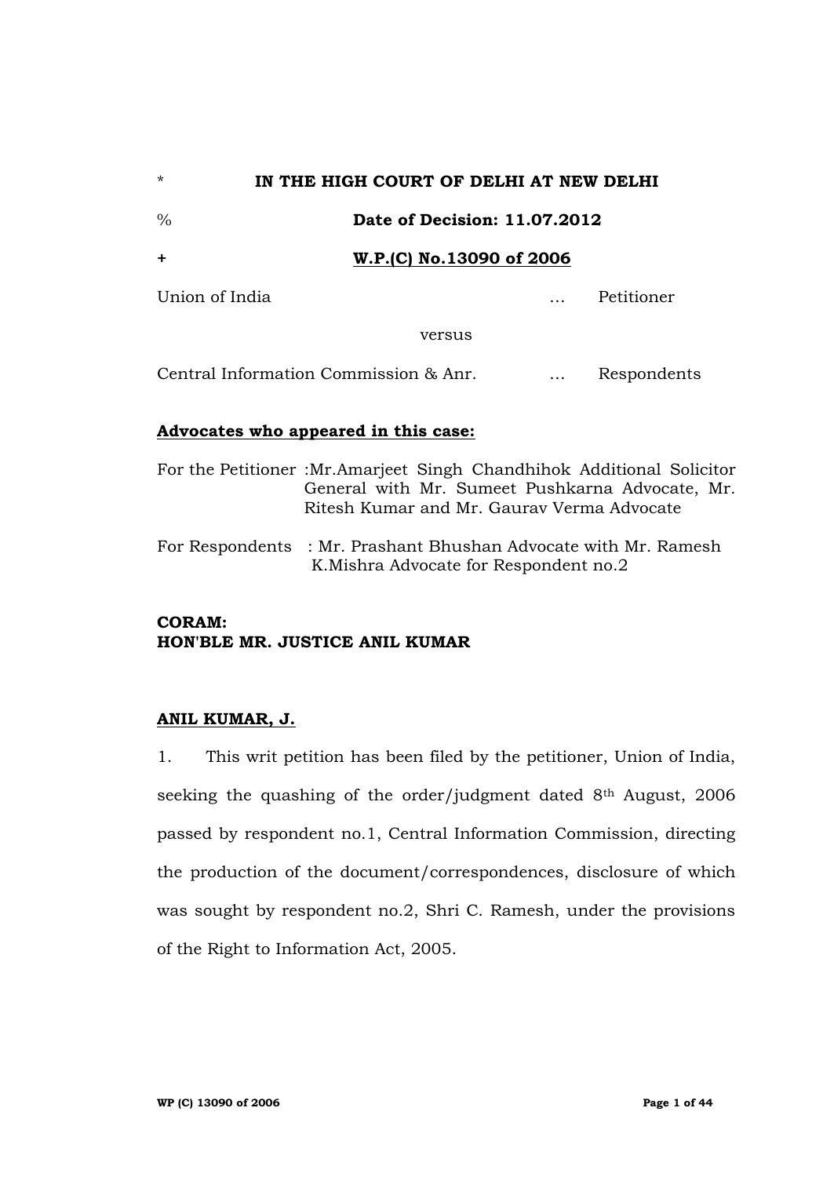\* **IN THE HIGH COURT OF DELHI AT NEW DELHI**

% **Date of Decision: 11.07.2012**

\+ **W.P.(C) No.13090 of 2006**

Union of India … Petitioner

versus

Central Information Commission & Anr. … Respondents

**Advocates who appeared in this case:**

For the Petitioner :Mr.Amarjeet Singh Chandhihok Additional Solicitor General with Mr. Sumeet Pushkarna Advocate, Mr. Ritesh Kumar and Mr. Gaurav Verma Advocate

For Respondents : Mr. Prashant Bhushan Advocate with Mr. Ramesh K.Mishra Advocate for Respondent no.2

**CORAM:**
**HON'BLE MR. JUSTICE ANIL KUMAR**

**ANIL KUMAR, J.**

1. This writ petition has been filed by the petitioner, Union of India, seeking the quashing of the order/judgment dated 8th August, 2006 passed by respondent no.1, Central Information Commission, directing the production of the document/correspondences, disclosure of which was sought by respondent no.2, Shri C. Ramesh, under the provisions of the Right to Information Act, 2005.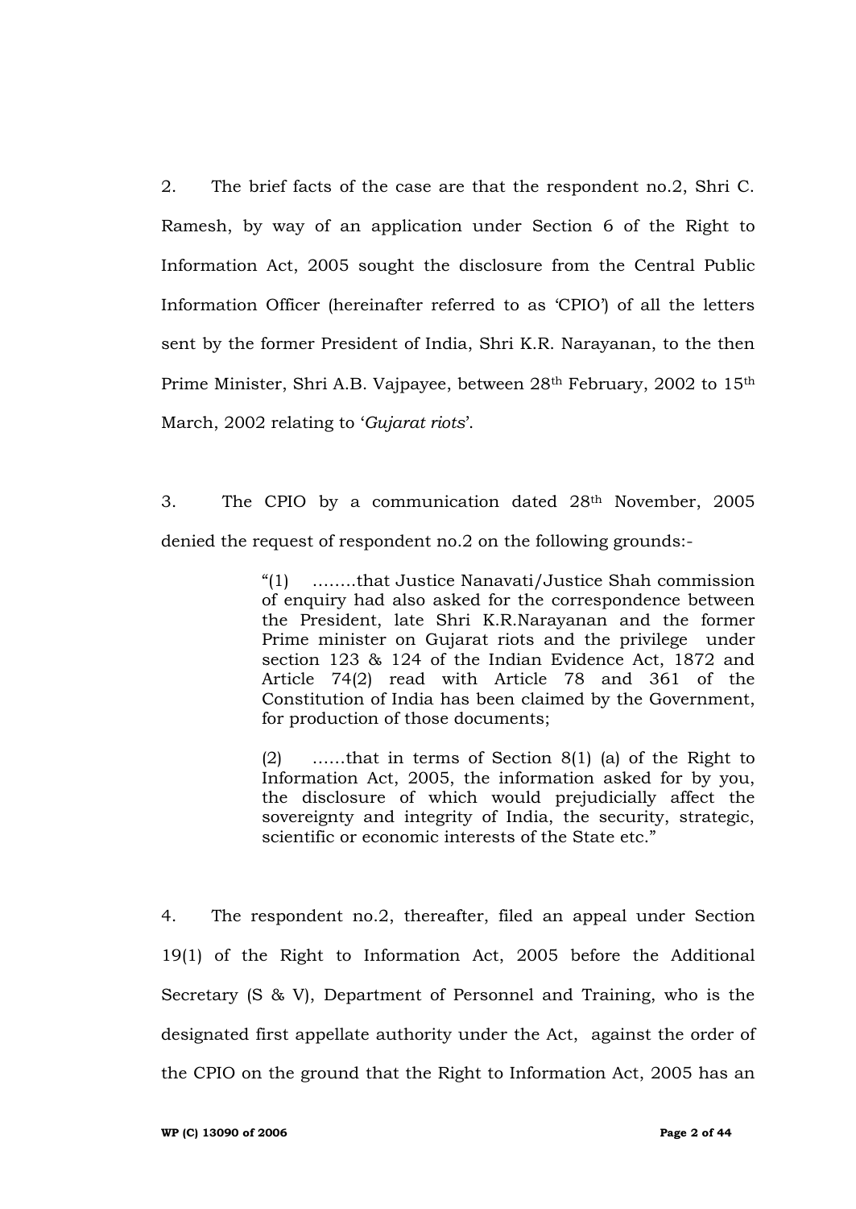2. The brief facts of the case are that the respondent no.2, Shri C. Ramesh, by way of an application under Section 6 of the Right to Information Act, 2005 sought the disclosure from the Central Public Information Officer (hereinafter referred to as 'CPIO') of all the letters sent by the former President of India, Shri K.R. Narayanan, to the then Prime Minister, Shri A.B. Vajpayee, between 28th February, 2002 to 15th March, 2002 relating to '*Gujarat riots*'.

3. The CPIO by a communication dated 28th November, 2005 denied the request of respondent no.2 on the following grounds:-

> "(1) ........that Justice Nanavati/Justice Shah commission of enquiry had also asked for the correspondence between the President, late Shri K.R.Narayanan and the former Prime minister on Gujarat riots and the privilege under section 123 & 124 of the Indian Evidence Act, 1872 and Article 74(2) read with Article 78 and 361 of the Constitution of India has been claimed by the Government, for production of those documents;
>
> (2) ......that in terms of Section 8(1) (a) of the Right to Information Act, 2005, the information asked for by you, the disclosure of which would prejudicially affect the sovereignty and integrity of India, the security, strategic, scientific or economic interests of the State etc."

4. The respondent no.2, thereafter, filed an appeal under Section 19(1) of the Right to Information Act, 2005 before the Additional Secretary (S & V), Department of Personnel and Training, who is the designated first appellate authority under the Act, against the order of the CPIO on the ground that the Right to Information Act, 2005 has an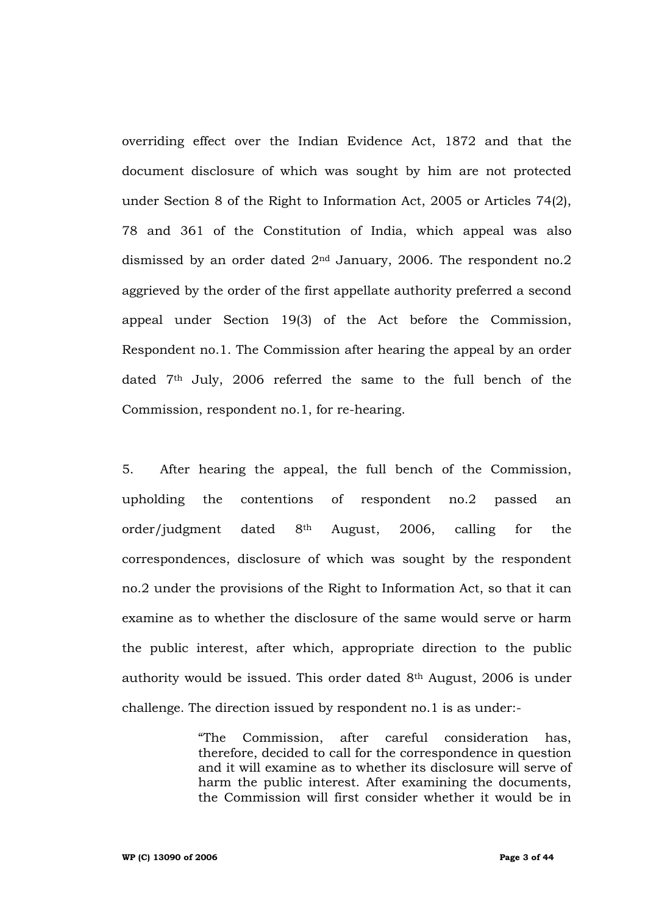overriding effect over the Indian Evidence Act, 1872 and that the document disclosure of which was sought by him are not protected under Section 8 of the Right to Information Act, 2005 or Articles 74(2), 78 and 361 of the Constitution of India, which appeal was also dismissed by an order dated 2nd January, 2006. The respondent no.2 aggrieved by the order of the first appellate authority preferred a second appeal under Section 19(3) of the Act before the Commission, Respondent no.1. The Commission after hearing the appeal by an order dated 7th July, 2006 referred the same to the full bench of the Commission, respondent no.1, for re-hearing.

5. After hearing the appeal, the full bench of the Commission, upholding the contentions of respondent no.2 passed an order/judgment dated 8th August, 2006, calling for the correspondences, disclosure of which was sought by the respondent no.2 under the provisions of the Right to Information Act, so that it can examine as to whether the disclosure of the same would serve or harm the public interest, after which, appropriate direction to the public authority would be issued. This order dated 8th August, 2006 is under challenge. The direction issued by respondent no.1 is as under:-

> "The Commission, after careful consideration has, therefore, decided to call for the correspondence in question and it will examine as to whether its disclosure will serve of harm the public interest. After examining the documents, the Commission will first consider whether it would be in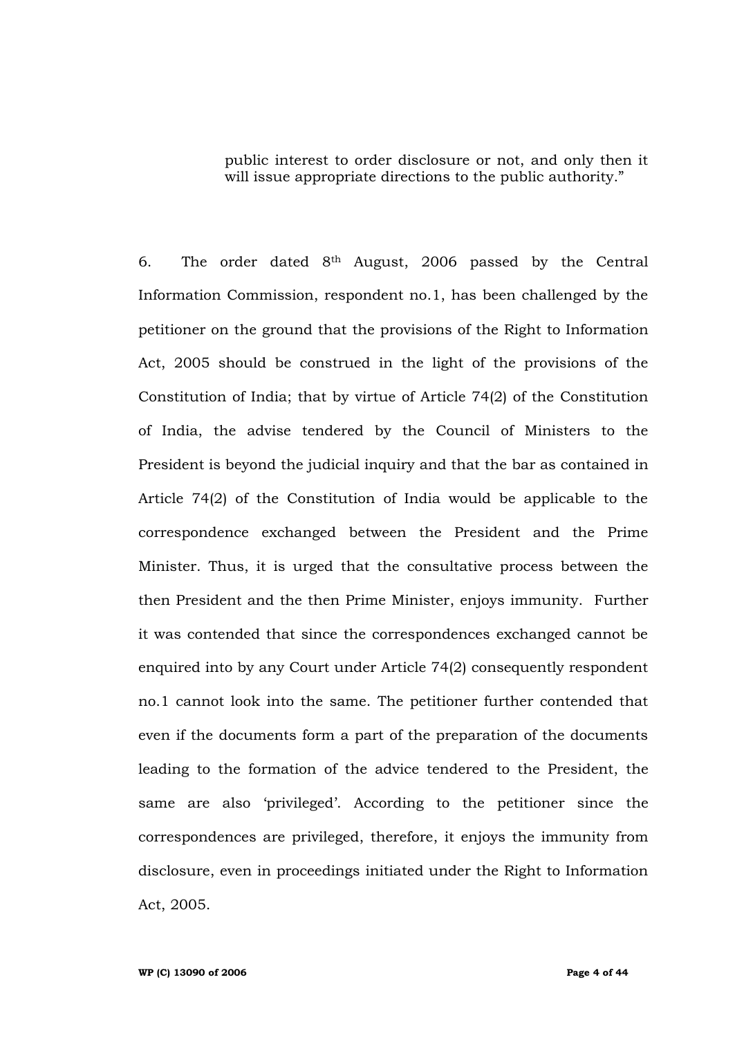> public interest to order disclosure or not, and only then it will issue appropriate directions to the public authority."

6. The order dated 8th August, 2006 passed by the Central Information Commission, respondent no.1, has been challenged by the petitioner on the ground that the provisions of the Right to Information Act, 2005 should be construed in the light of the provisions of the Constitution of India; that by virtue of Article 74(2) of the Constitution of India, the advise tendered by the Council of Ministers to the President is beyond the judicial inquiry and that the bar as contained in Article 74(2) of the Constitution of India would be applicable to the correspondence exchanged between the President and the Prime Minister. Thus, it is urged that the consultative process between the then President and the then Prime Minister, enjoys immunity. Further it was contended that since the correspondences exchanged cannot be enquired into by any Court under Article 74(2) consequently respondent no.1 cannot look into the same. The petitioner further contended that even if the documents form a part of the preparation of the documents leading to the formation of the advice tendered to the President, the same are also 'privileged'. According to the petitioner since the correspondences are privileged, therefore, it enjoys the immunity from disclosure, even in proceedings initiated under the Right to Information Act, 2005.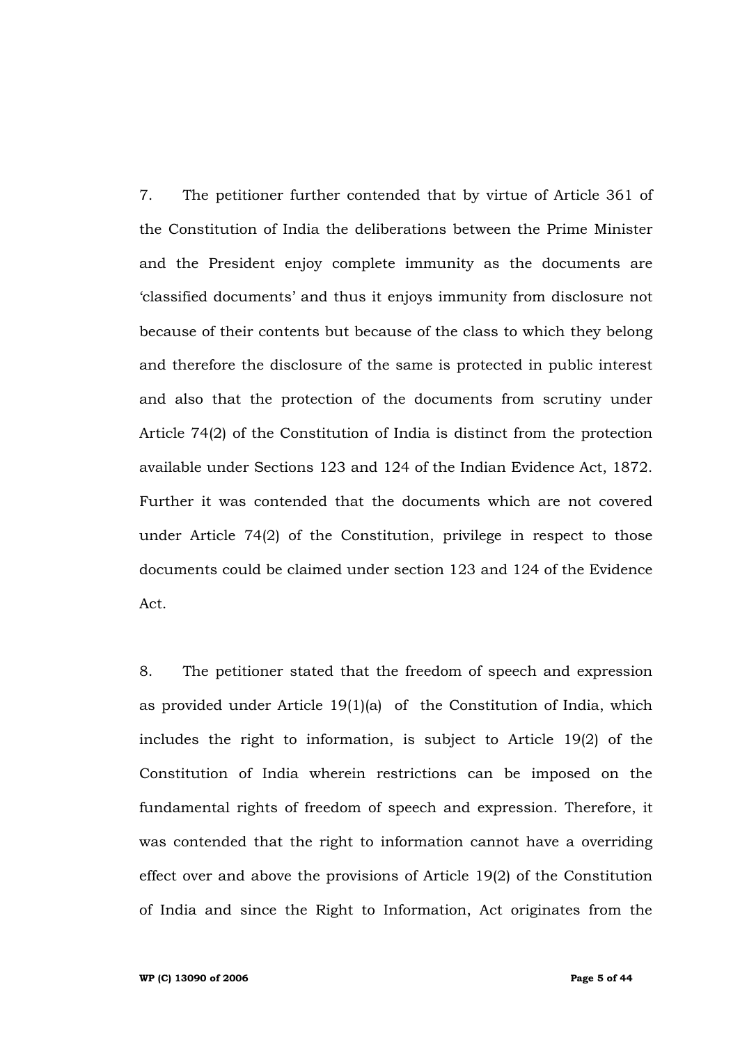7. The petitioner further contended that by virtue of Article 361 of the Constitution of India the deliberations between the Prime Minister and the President enjoy complete immunity as the documents are 'classified documents' and thus it enjoys immunity from disclosure not because of their contents but because of the class to which they belong and therefore the disclosure of the same is protected in public interest and also that the protection of the documents from scrutiny under Article 74(2) of the Constitution of India is distinct from the protection available under Sections 123 and 124 of the Indian Evidence Act, 1872. Further it was contended that the documents which are not covered under Article 74(2) of the Constitution, privilege in respect to those documents could be claimed under section 123 and 124 of the Evidence Act.

8. The petitioner stated that the freedom of speech and expression as provided under Article 19(1)(a) of the Constitution of India, which includes the right to information, is subject to Article 19(2) of the Constitution of India wherein restrictions can be imposed on the fundamental rights of freedom of speech and expression. Therefore, it was contended that the right to information cannot have a overriding effect over and above the provisions of Article 19(2) of the Constitution of India and since the Right to Information, Act originates from the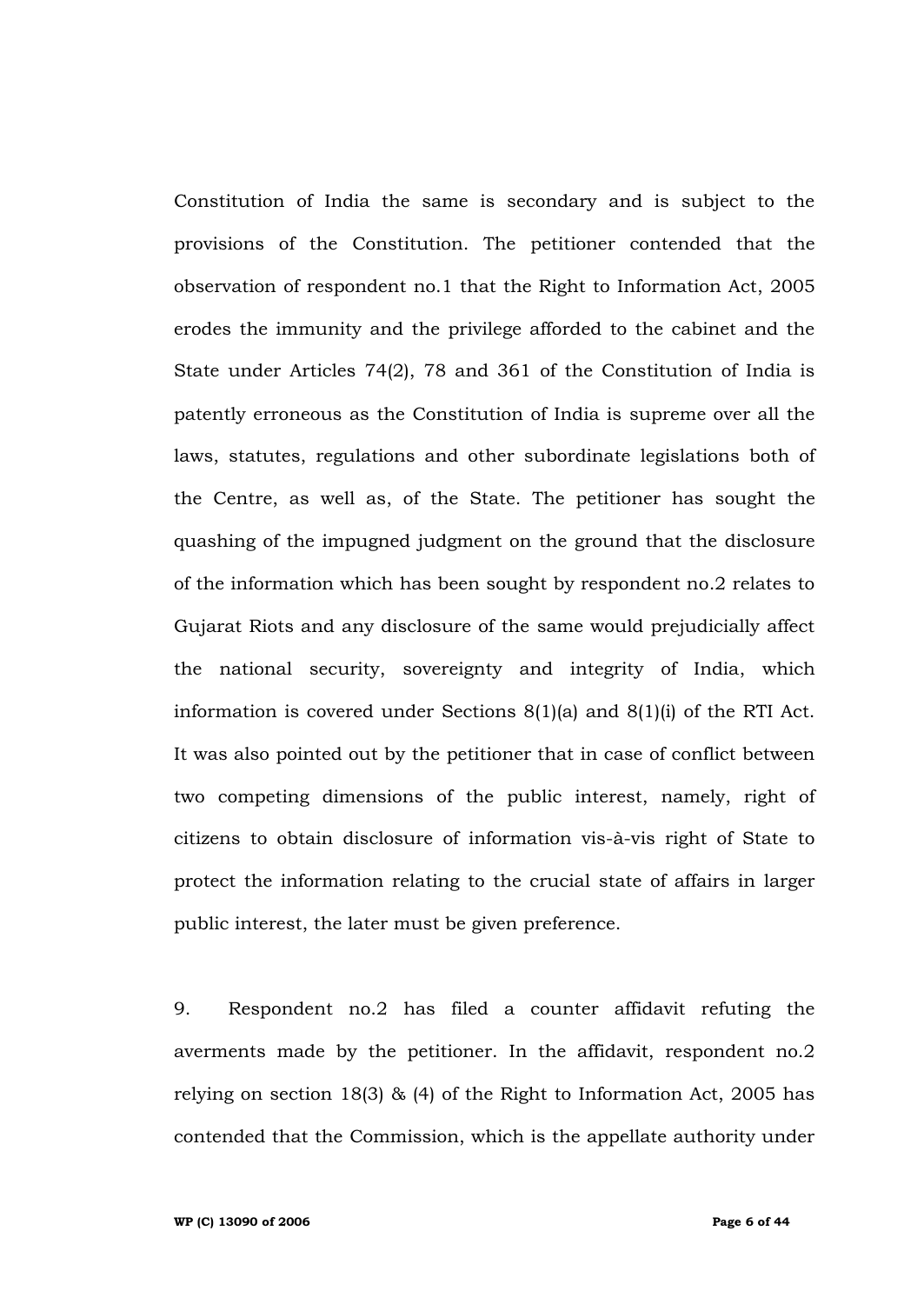Constitution of India the same is secondary and is subject to the provisions of the Constitution. The petitioner contended that the observation of respondent no.1 that the Right to Information Act, 2005 erodes the immunity and the privilege afforded to the cabinet and the State under Articles 74(2), 78 and 361 of the Constitution of India is patently erroneous as the Constitution of India is supreme over all the laws, statutes, regulations and other subordinate legislations both of the Centre, as well as, of the State. The petitioner has sought the quashing of the impugned judgment on the ground that the disclosure of the information which has been sought by respondent no.2 relates to Gujarat Riots and any disclosure of the same would prejudicially affect the national security, sovereignty and integrity of India, which information is covered under Sections 8(1)(a) and 8(1)(i) of the RTI Act. It was also pointed out by the petitioner that in case of conflict between two competing dimensions of the public interest, namely, right of citizens to obtain disclosure of information vis-à-vis right of State to protect the information relating to the crucial state of affairs in larger public interest, the later must be given preference.

9. Respondent no.2 has filed a counter affidavit refuting the averments made by the petitioner. In the affidavit, respondent no.2 relying on section 18(3) & (4) of the Right to Information Act, 2005 has contended that the Commission, which is the appellate authority under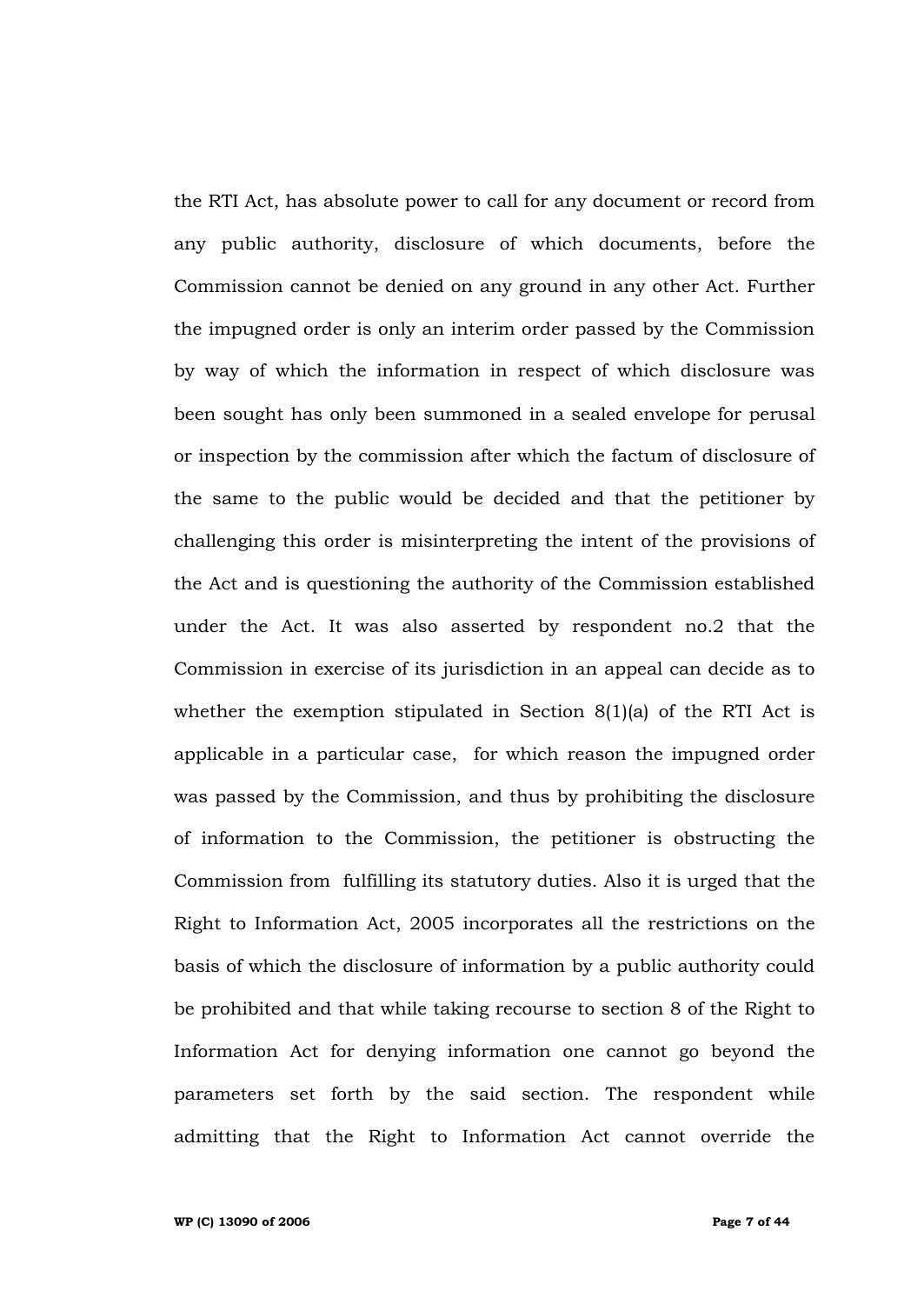the RTI Act, has absolute power to call for any document or record from any public authority, disclosure of which documents, before the Commission cannot be denied on any ground in any other Act. Further the impugned order is only an interim order passed by the Commission by way of which the information in respect of which disclosure was been sought has only been summoned in a sealed envelope for perusal or inspection by the commission after which the factum of disclosure of the same to the public would be decided and that the petitioner by challenging this order is misinterpreting the intent of the provisions of the Act and is questioning the authority of the Commission established under the Act. It was also asserted by respondent no.2 that the Commission in exercise of its jurisdiction in an appeal can decide as to whether the exemption stipulated in Section 8(1)(a) of the RTI Act is applicable in a particular case, for which reason the impugned order was passed by the Commission, and thus by prohibiting the disclosure of information to the Commission, the petitioner is obstructing the Commission from fulfilling its statutory duties. Also it is urged that the Right to Information Act, 2005 incorporates all the restrictions on the basis of which the disclosure of information by a public authority could be prohibited and that while taking recourse to section 8 of the Right to Information Act for denying information one cannot go beyond the parameters set forth by the said section. The respondent while admitting that the Right to Information Act cannot override the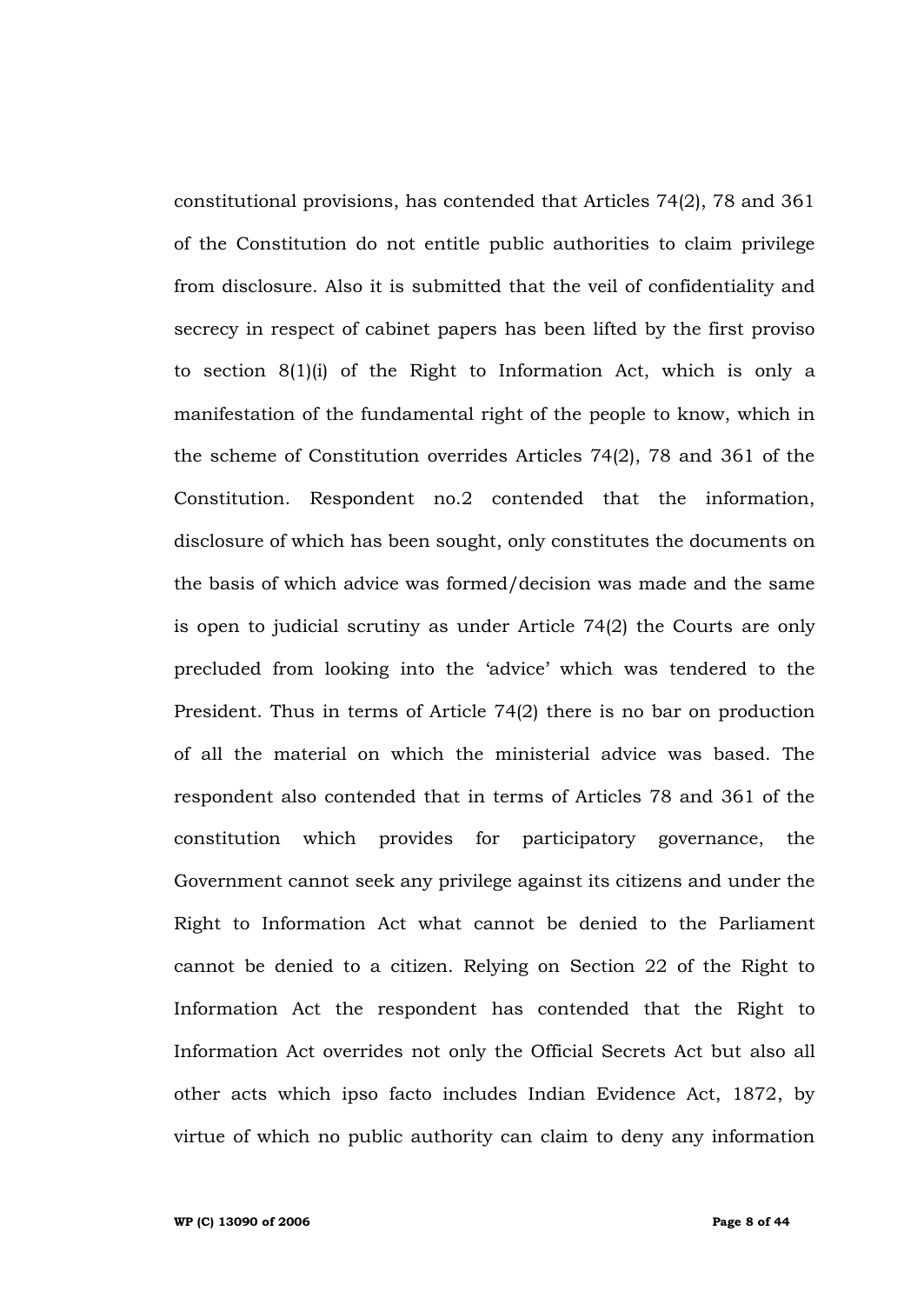constitutional provisions, has contended that Articles 74(2), 78 and 361 of the Constitution do not entitle public authorities to claim privilege from disclosure. Also it is submitted that the veil of confidentiality and secrecy in respect of cabinet papers has been lifted by the first proviso to section 8(1)(i) of the Right to Information Act, which is only a manifestation of the fundamental right of the people to know, which in the scheme of Constitution overrides Articles 74(2), 78 and 361 of the Constitution. Respondent no.2 contended that the information, disclosure of which has been sought, only constitutes the documents on the basis of which advice was formed/decision was made and the same is open to judicial scrutiny as under Article 74(2) the Courts are only precluded from looking into the 'advice' which was tendered to the President. Thus in terms of Article 74(2) there is no bar on production of all the material on which the ministerial advice was based. The respondent also contended that in terms of Articles 78 and 361 of the constitution which provides for participatory governance, the Government cannot seek any privilege against its citizens and under the Right to Information Act what cannot be denied to the Parliament cannot be denied to a citizen. Relying on Section 22 of the Right to Information Act the respondent has contended that the Right to Information Act overrides not only the Official Secrets Act but also all other acts which ipso facto includes Indian Evidence Act, 1872, by virtue of which no public authority can claim to deny any information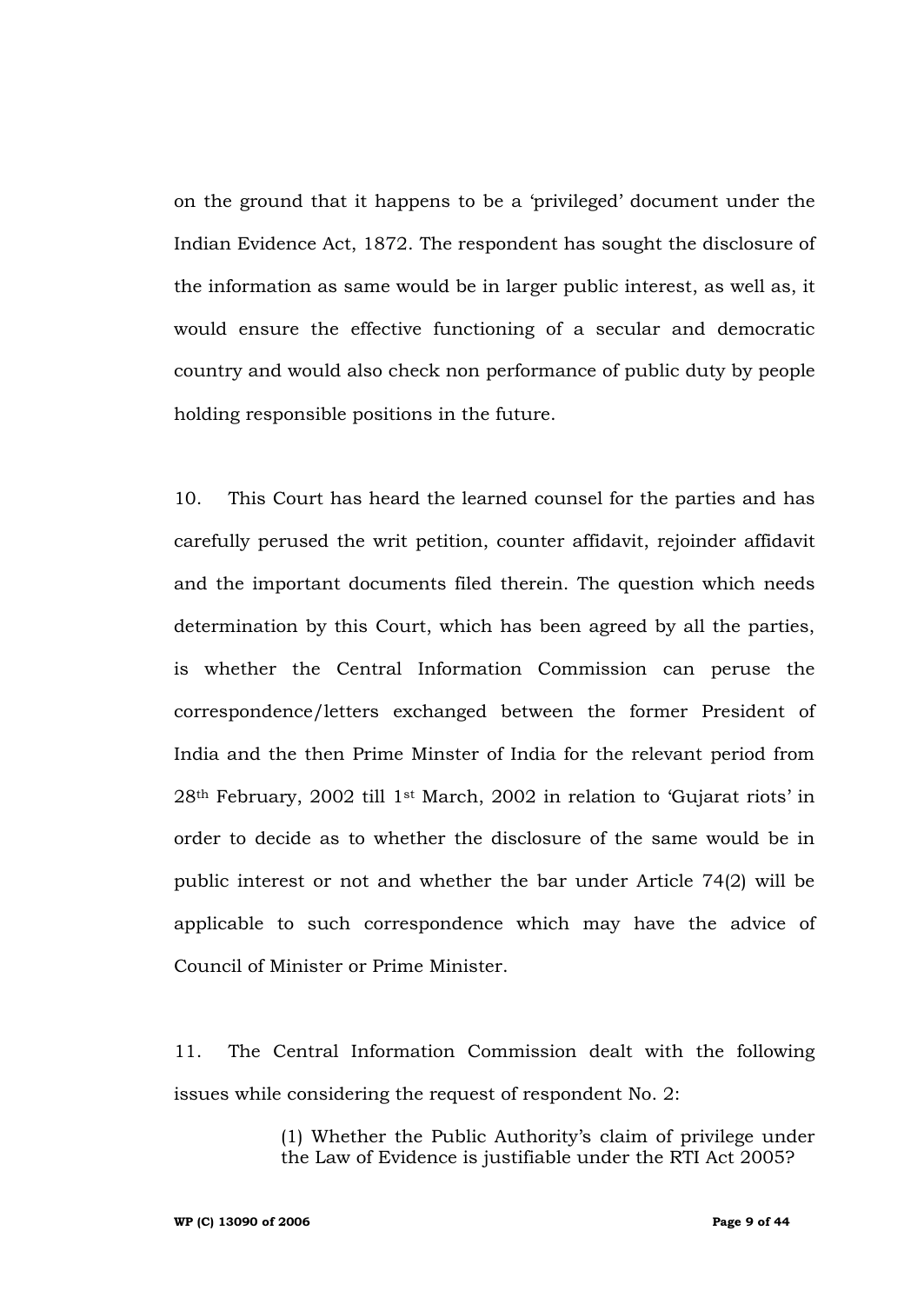on the ground that it happens to be a 'privileged' document under the Indian Evidence Act, 1872. The respondent has sought the disclosure of the information as same would be in larger public interest, as well as, it would ensure the effective functioning of a secular and democratic country and would also check non performance of public duty by people holding responsible positions in the future.

10. This Court has heard the learned counsel for the parties and has carefully perused the writ petition, counter affidavit, rejoinder affidavit and the important documents filed therein. The question which needs determination by this Court, which has been agreed by all the parties, is whether the Central Information Commission can peruse the correspondence/letters exchanged between the former President of India and the then Prime Minster of India for the relevant period from 28th February, 2002 till 1st March, 2002 in relation to 'Gujarat riots' in order to decide as to whether the disclosure of the same would be in public interest or not and whether the bar under Article 74(2) will be applicable to such correspondence which may have the advice of Council of Minister or Prime Minister.

11. The Central Information Commission dealt with the following issues while considering the request of respondent No. 2:

> (1) Whether the Public Authority's claim of privilege under the Law of Evidence is justifiable under the RTI Act 2005?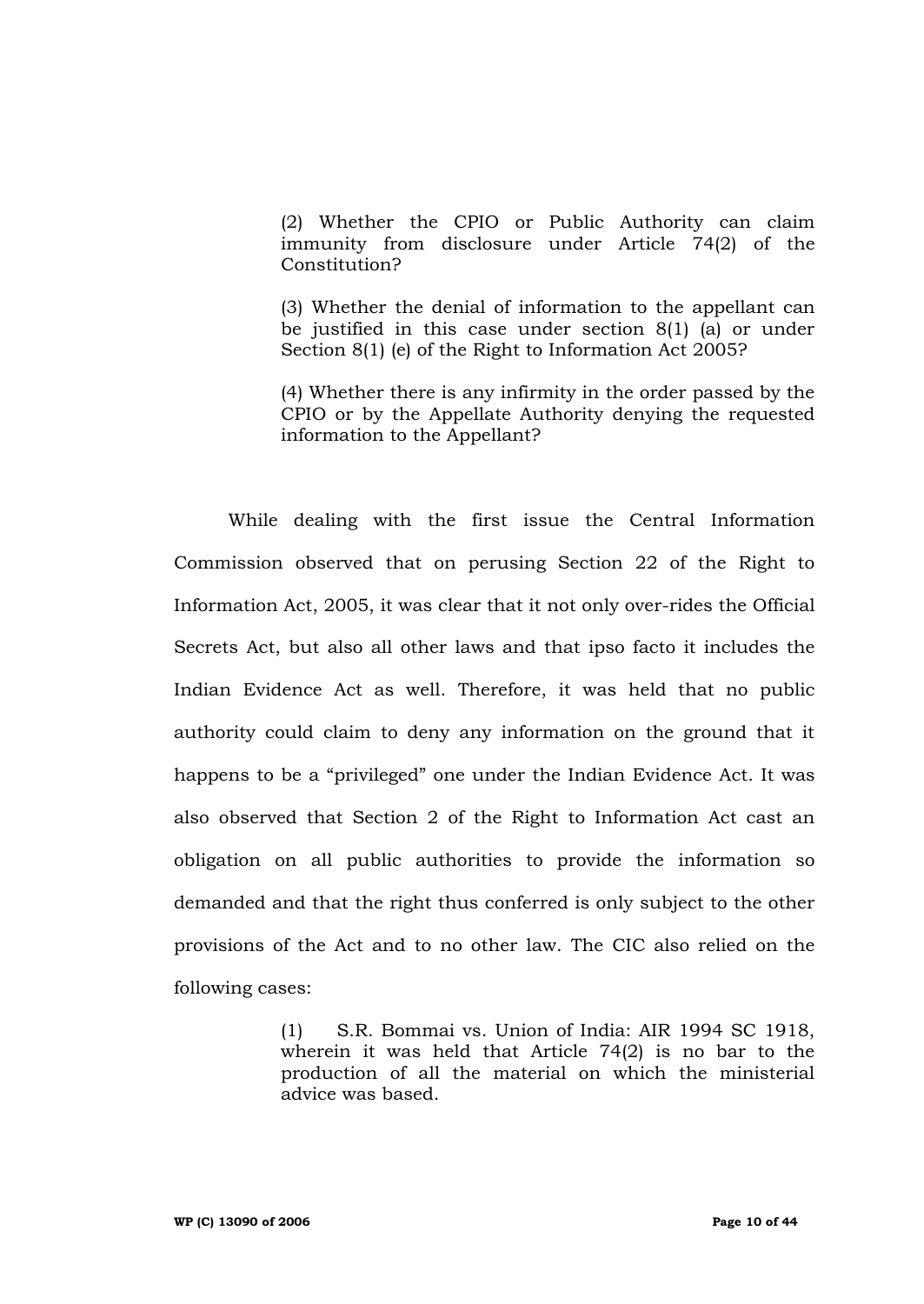> (2) Whether the CPIO or Public Authority can claim immunity from disclosure under Article 74(2) of the Constitution?
>
> (3) Whether the denial of information to the appellant can be justified in this case under section 8(1) (a) or under Section 8(1) (e) of the Right to Information Act 2005?
>
> (4) Whether there is any infirmity in the order passed by the CPIO or by the Appellate Authority denying the requested information to the Appellant?

While dealing with the first issue the Central Information Commission observed that on perusing Section 22 of the Right to Information Act, 2005, it was clear that it not only over-rides the Official Secrets Act, but also all other laws and that ipso facto it includes the Indian Evidence Act as well. Therefore, it was held that no public authority could claim to deny any information on the ground that it happens to be a "privileged" one under the Indian Evidence Act. It was also observed that Section 2 of the Right to Information Act cast an obligation on all public authorities to provide the information so demanded and that the right thus conferred is only subject to the other provisions of the Act and to no other law. The CIC also relied on the following cases:

> (1) S.R. Bommai vs. Union of India: AIR 1994 SC 1918, wherein it was held that Article 74(2) is no bar to the production of all the material on which the ministerial advice was based.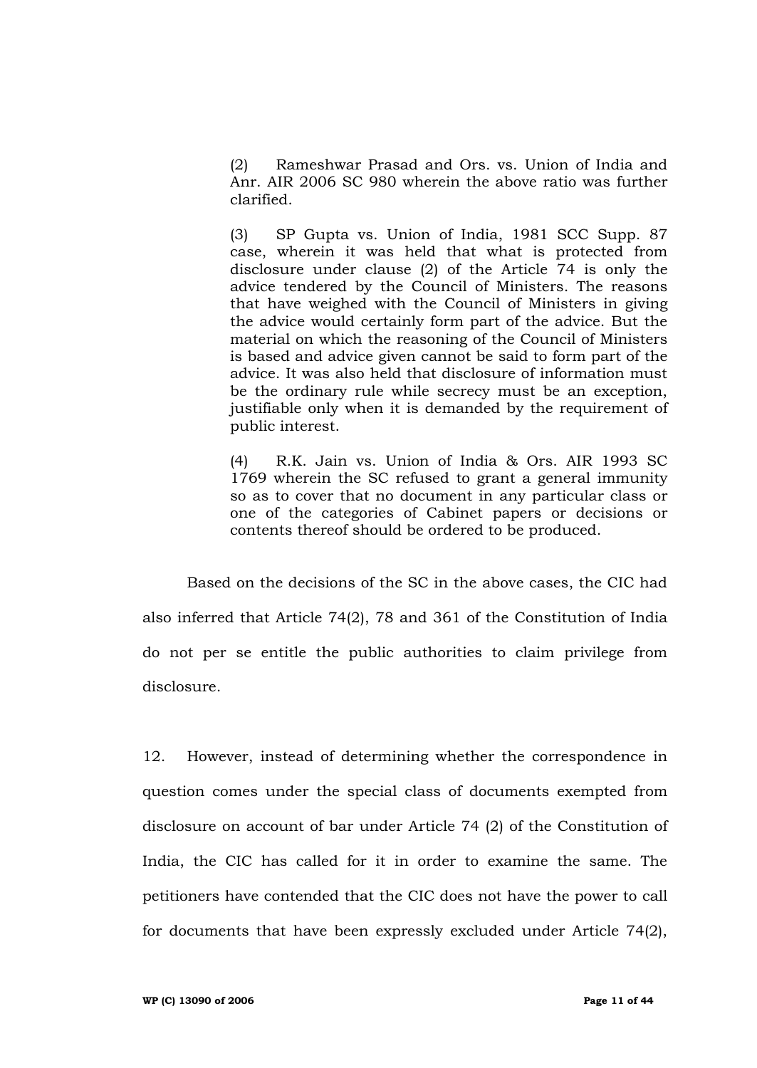(2) Rameshwar Prasad and Ors. vs. Union of India and Anr. AIR 2006 SC 980 wherein the above ratio was further clarified.

(3) SP Gupta vs. Union of India, 1981 SCC Supp. 87 case, wherein it was held that what is protected from disclosure under clause (2) of the Article 74 is only the advice tendered by the Council of Ministers. The reasons that have weighed with the Council of Ministers in giving the advice would certainly form part of the advice. But the material on which the reasoning of the Council of Ministers is based and advice given cannot be said to form part of the advice. It was also held that disclosure of information must be the ordinary rule while secrecy must be an exception, justifiable only when it is demanded by the requirement of public interest.

(4) R.K. Jain vs. Union of India & Ors. AIR 1993 SC 1769 wherein the SC refused to grant a general immunity so as to cover that no document in any particular class or one of the categories of Cabinet papers or decisions or contents thereof should be ordered to be produced.

Based on the decisions of the SC in the above cases, the CIC had also inferred that Article 74(2), 78 and 361 of the Constitution of India do not per se entitle the public authorities to claim privilege from disclosure.

12. However, instead of determining whether the correspondence in question comes under the special class of documents exempted from disclosure on account of bar under Article 74 (2) of the Constitution of India, the CIC has called for it in order to examine the same. The petitioners have contended that the CIC does not have the power to call for documents that have been expressly excluded under Article 74(2),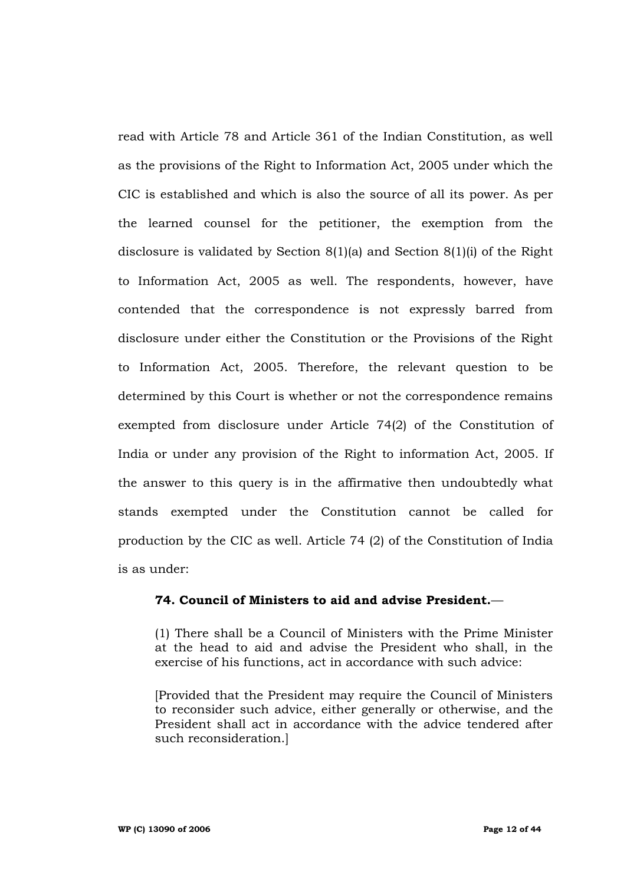read with Article 78 and Article 361 of the Indian Constitution, as well as the provisions of the Right to Information Act, 2005 under which the CIC is established and which is also the source of all its power. As per the learned counsel for the petitioner, the exemption from the disclosure is validated by Section 8(1)(a) and Section 8(1)(i) of the Right to Information Act, 2005 as well. The respondents, however, have contended that the correspondence is not expressly barred from disclosure under either the Constitution or the Provisions of the Right to Information Act, 2005. Therefore, the relevant question to be determined by this Court is whether or not the correspondence remains exempted from disclosure under Article 74(2) of the Constitution of India or under any provision of the Right to information Act, 2005. If the answer to this query is in the affirmative then undoubtedly what stands exempted under the Constitution cannot be called for production by the CIC as well. Article 74 (2) of the Constitution of India is as under:

> **74. Council of Ministers to aid and advise President.**—
>
> (1) There shall be a Council of Ministers with the Prime Minister at the head to aid and advise the President who shall, in the exercise of his functions, act in accordance with such advice:
>
> [Provided that the President may require the Council of Ministers to reconsider such advice, either generally or otherwise, and the President shall act in accordance with the advice tendered after such reconsideration.]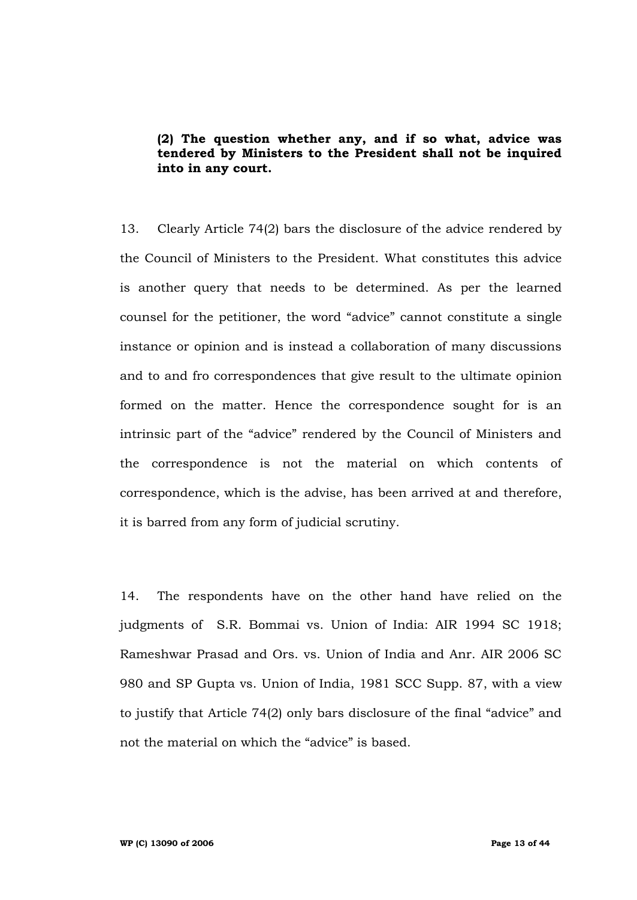**(2) The question whether any, and if so what, advice was tendered by Ministers to the President shall not be inquired into in any court.**

13. Clearly Article 74(2) bars the disclosure of the advice rendered by the Council of Ministers to the President. What constitutes this advice is another query that needs to be determined. As per the learned counsel for the petitioner, the word "advice" cannot constitute a single instance or opinion and is instead a collaboration of many discussions and to and fro correspondences that give result to the ultimate opinion formed on the matter. Hence the correspondence sought for is an intrinsic part of the "advice" rendered by the Council of Ministers and the correspondence is not the material on which contents of correspondence, which is the advise, has been arrived at and therefore, it is barred from any form of judicial scrutiny.

14. The respondents have on the other hand have relied on the judgments of S.R. Bommai vs. Union of India: AIR 1994 SC 1918; Rameshwar Prasad and Ors. vs. Union of India and Anr. AIR 2006 SC 980 and SP Gupta vs. Union of India, 1981 SCC Supp. 87, with a view to justify that Article 74(2) only bars disclosure of the final "advice" and not the material on which the "advice" is based.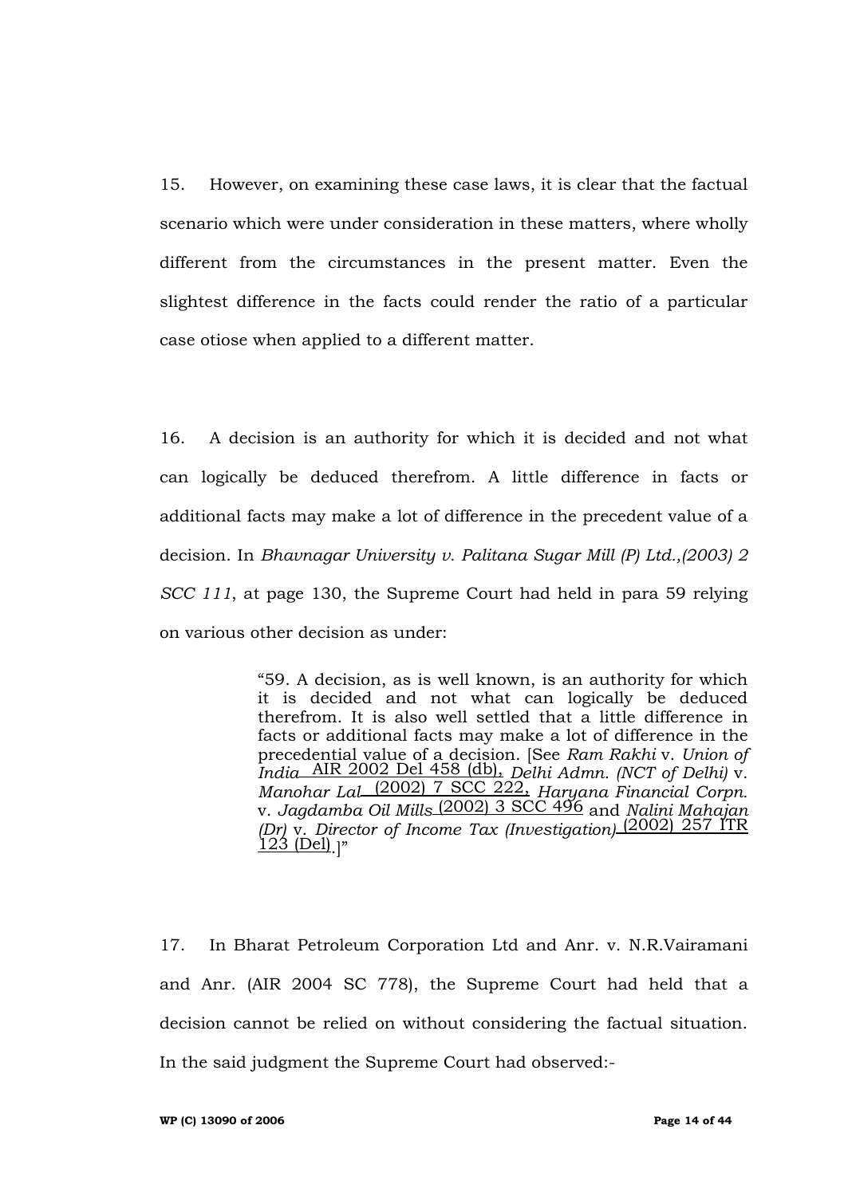15. However, on examining these case laws, it is clear that the factual scenario which were under consideration in these matters, where wholly different from the circumstances in the present matter. Even the slightest difference in the facts could render the ratio of a particular case otiose when applied to a different matter.

16. A decision is an authority for which it is decided and not what can logically be deduced therefrom. A little difference in facts or additional facts may make a lot of difference in the precedent value of a decision. In *Bhavnagar University v. Palitana Sugar Mill (P) Ltd.,(2003) 2 SCC 111*, at page 130, the Supreme Court had held in para 59 relying on various other decision as under:

> "59. A decision, as is well known, is an authority for which it is decided and not what can logically be deduced therefrom. It is also well settled that a little difference in facts or additional facts may make a lot of difference in the precedential value of a decision. [See *Ram Rakhi* v. *Union of India* AIR 2002 Del 458 (db), *Delhi Admn. (NCT of Delhi)* v. *Manohar Lal* (2002) 7 SCC 222, *Haryana Financial Corpn.* v. *Jagdamba Oil Mills* (2002) 3 SCC 496 and *Nalini Mahajan (Dr)* v. *Director of Income Tax (Investigation)* (2002) 257 ITR 123 (Del).]"

17. In Bharat Petroleum Corporation Ltd and Anr. v. N.R.Vairamani and Anr. (AIR 2004 SC 778), the Supreme Court had held that a decision cannot be relied on without considering the factual situation. In the said judgment the Supreme Court had observed:-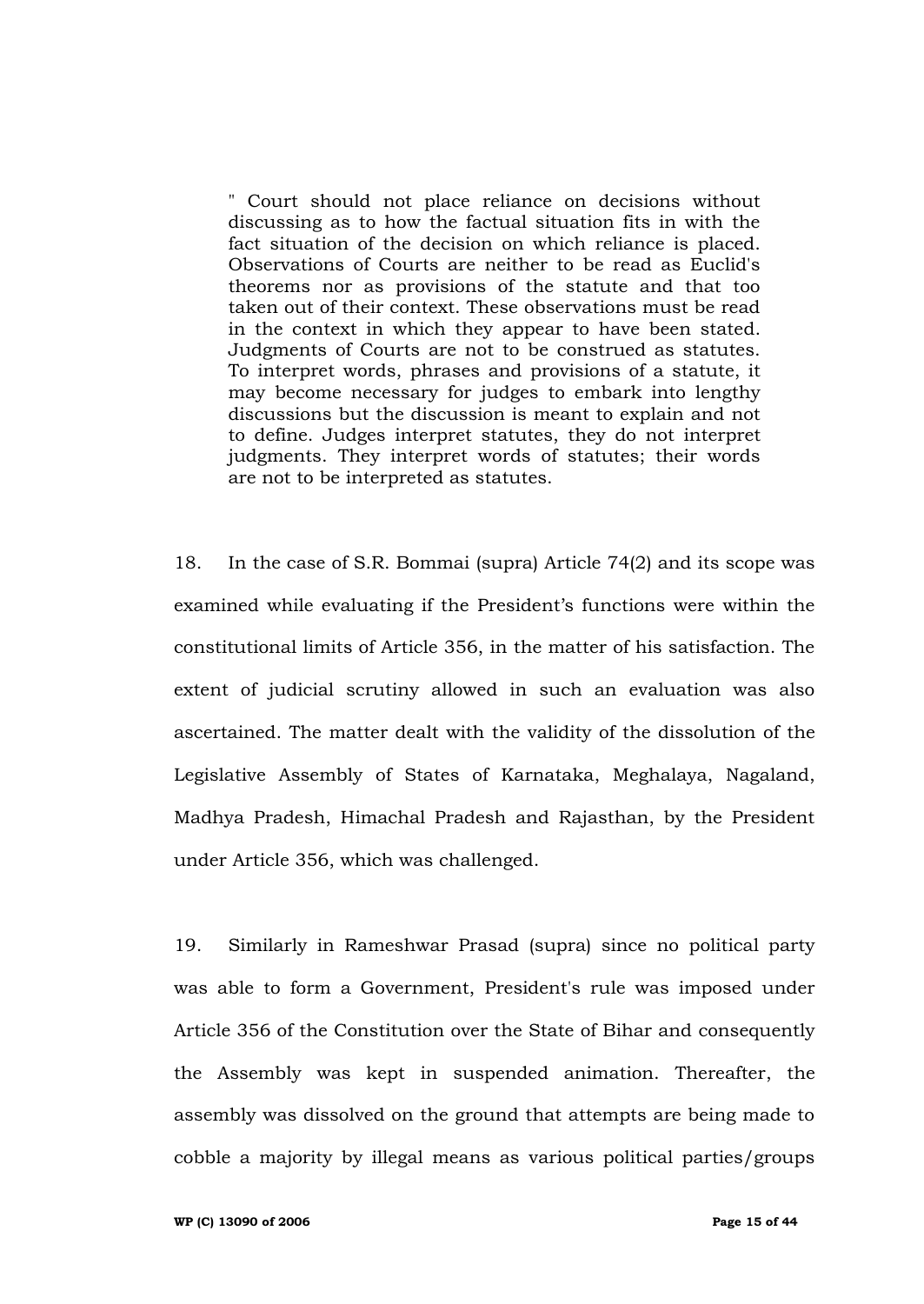> " Court should not place reliance on decisions without discussing as to how the factual situation fits in with the fact situation of the decision on which reliance is placed. Observations of Courts are neither to be read as Euclid's theorems nor as provisions of the statute and that too taken out of their context. These observations must be read in the context in which they appear to have been stated. Judgments of Courts are not to be construed as statutes. To interpret words, phrases and provisions of a statute, it may become necessary for judges to embark into lengthy discussions but the discussion is meant to explain and not to define. Judges interpret statutes, they do not interpret judgments. They interpret words of statutes; their words are not to be interpreted as statutes.

18. In the case of S.R. Bommai (supra) Article 74(2) and its scope was examined while evaluating if the President's functions were within the constitutional limits of Article 356, in the matter of his satisfaction. The extent of judicial scrutiny allowed in such an evaluation was also ascertained. The matter dealt with the validity of the dissolution of the Legislative Assembly of States of Karnataka, Meghalaya, Nagaland, Madhya Pradesh, Himachal Pradesh and Rajasthan, by the President under Article 356, which was challenged.

19. Similarly in Rameshwar Prasad (supra) since no political party was able to form a Government, President's rule was imposed under Article 356 of the Constitution over the State of Bihar and consequently the Assembly was kept in suspended animation. Thereafter, the assembly was dissolved on the ground that attempts are being made to cobble a majority by illegal means as various political parties/groups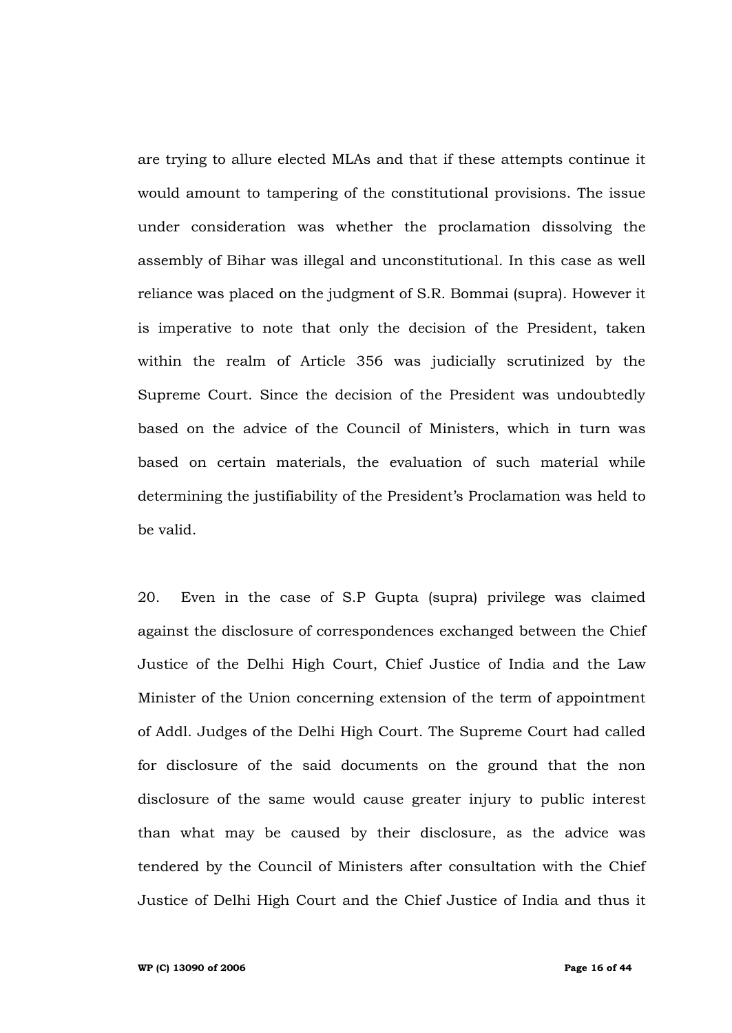are trying to allure elected MLAs and that if these attempts continue it would amount to tampering of the constitutional provisions. The issue under consideration was whether the proclamation dissolving the assembly of Bihar was illegal and unconstitutional. In this case as well reliance was placed on the judgment of S.R. Bommai (supra). However it is imperative to note that only the decision of the President, taken within the realm of Article 356 was judicially scrutinized by the Supreme Court. Since the decision of the President was undoubtedly based on the advice of the Council of Ministers, which in turn was based on certain materials, the evaluation of such material while determining the justifiability of the President's Proclamation was held to be valid.

20. Even in the case of S.P Gupta (supra) privilege was claimed against the disclosure of correspondences exchanged between the Chief Justice of the Delhi High Court, Chief Justice of India and the Law Minister of the Union concerning extension of the term of appointment of Addl. Judges of the Delhi High Court. The Supreme Court had called for disclosure of the said documents on the ground that the non disclosure of the same would cause greater injury to public interest than what may be caused by their disclosure, as the advice was tendered by the Council of Ministers after consultation with the Chief Justice of Delhi High Court and the Chief Justice of India and thus it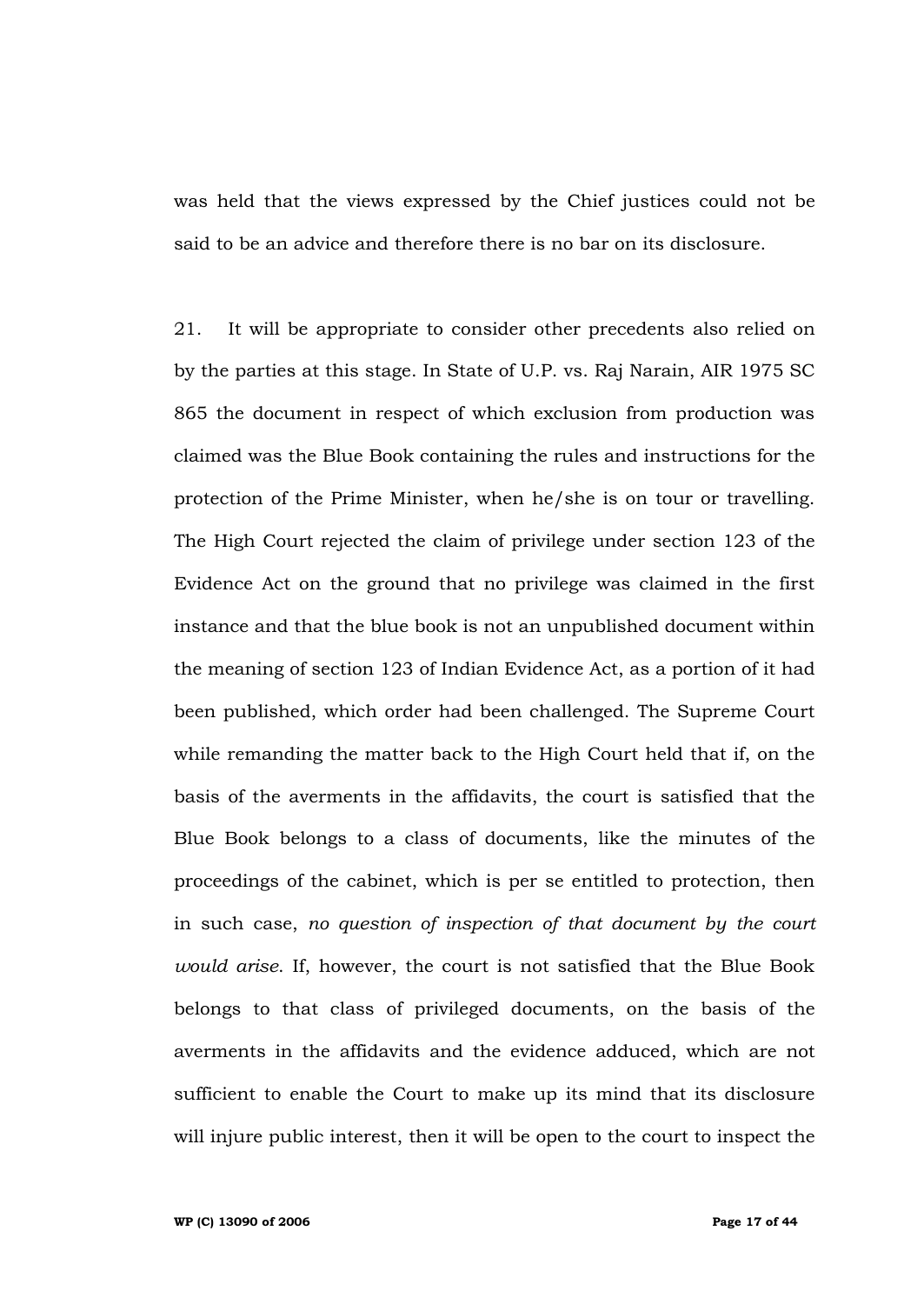was held that the views expressed by the Chief justices could not be said to be an advice and therefore there is no bar on its disclosure.

21. It will be appropriate to consider other precedents also relied on by the parties at this stage. In State of U.P. vs. Raj Narain, AIR 1975 SC 865 the document in respect of which exclusion from production was claimed was the Blue Book containing the rules and instructions for the protection of the Prime Minister, when he/she is on tour or travelling. The High Court rejected the claim of privilege under section 123 of the Evidence Act on the ground that no privilege was claimed in the first instance and that the blue book is not an unpublished document within the meaning of section 123 of Indian Evidence Act, as a portion of it had been published, which order had been challenged. The Supreme Court while remanding the matter back to the High Court held that if, on the basis of the averments in the affidavits, the court is satisfied that the Blue Book belongs to a class of documents, like the minutes of the proceedings of the cabinet, which is per se entitled to protection, then in such case, *no question of inspection of that document by the court would arise*. If, however, the court is not satisfied that the Blue Book belongs to that class of privileged documents, on the basis of the averments in the affidavits and the evidence adduced, which are not sufficient to enable the Court to make up its mind that its disclosure will injure public interest, then it will be open to the court to inspect the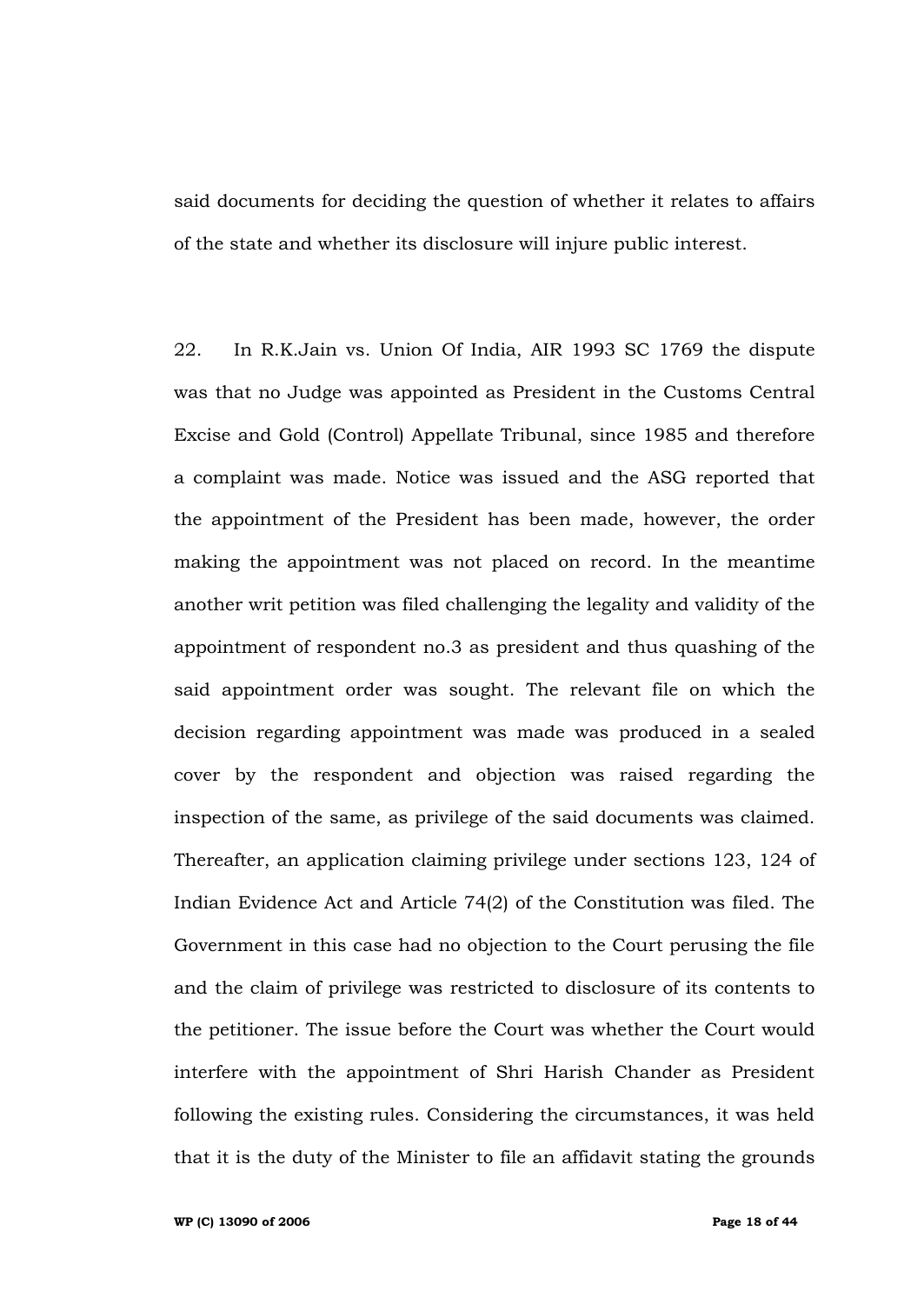said documents for deciding the question of whether it relates to affairs of the state and whether its disclosure will injure public interest.

22. In R.K.Jain vs. Union Of India, AIR 1993 SC 1769 the dispute was that no Judge was appointed as President in the Customs Central Excise and Gold (Control) Appellate Tribunal, since 1985 and therefore a complaint was made. Notice was issued and the ASG reported that the appointment of the President has been made, however, the order making the appointment was not placed on record. In the meantime another writ petition was filed challenging the legality and validity of the appointment of respondent no.3 as president and thus quashing of the said appointment order was sought. The relevant file on which the decision regarding appointment was made was produced in a sealed cover by the respondent and objection was raised regarding the inspection of the same, as privilege of the said documents was claimed. Thereafter, an application claiming privilege under sections 123, 124 of Indian Evidence Act and Article 74(2) of the Constitution was filed. The Government in this case had no objection to the Court perusing the file and the claim of privilege was restricted to disclosure of its contents to the petitioner. The issue before the Court was whether the Court would interfere with the appointment of Shri Harish Chander as President following the existing rules. Considering the circumstances, it was held that it is the duty of the Minister to file an affidavit stating the grounds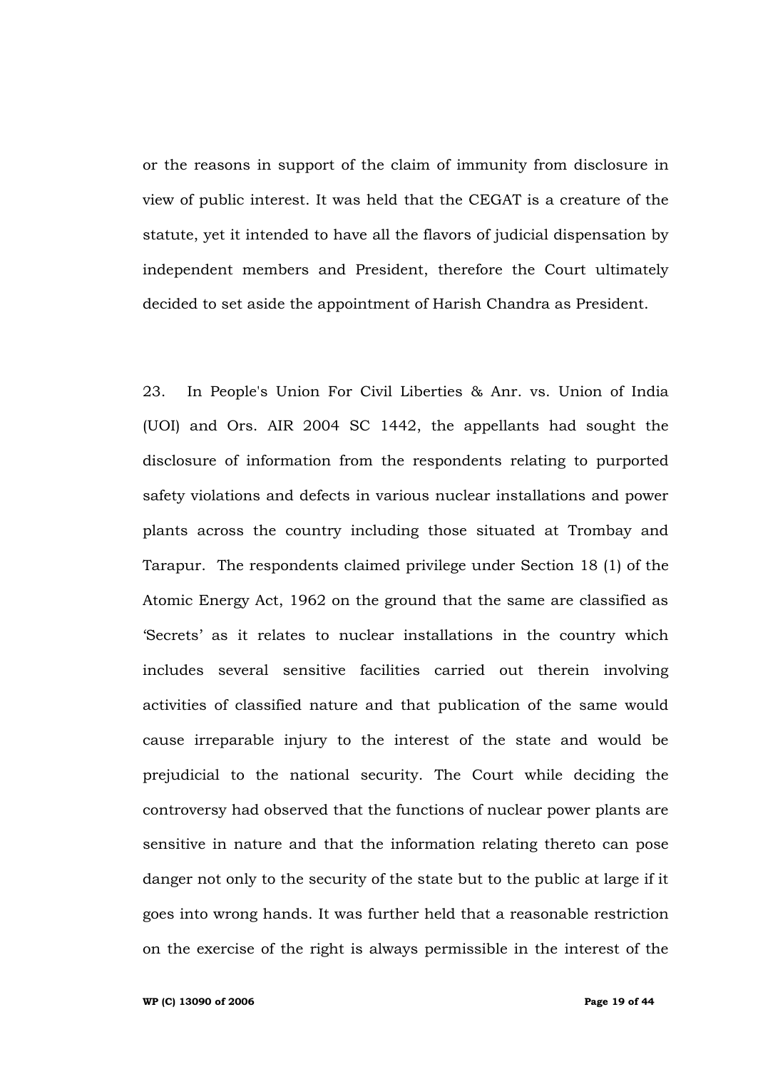or the reasons in support of the claim of immunity from disclosure in view of public interest. It was held that the CEGAT is a creature of the statute, yet it intended to have all the flavors of judicial dispensation by independent members and President, therefore the Court ultimately decided to set aside the appointment of Harish Chandra as President.

23. In People's Union For Civil Liberties & Anr. vs. Union of India (UOI) and Ors. AIR 2004 SC 1442, the appellants had sought the disclosure of information from the respondents relating to purported safety violations and defects in various nuclear installations and power plants across the country including those situated at Trombay and Tarapur. The respondents claimed privilege under Section 18 (1) of the Atomic Energy Act, 1962 on the ground that the same are classified as 'Secrets' as it relates to nuclear installations in the country which includes several sensitive facilities carried out therein involving activities of classified nature and that publication of the same would cause irreparable injury to the interest of the state and would be prejudicial to the national security. The Court while deciding the controversy had observed that the functions of nuclear power plants are sensitive in nature and that the information relating thereto can pose danger not only to the security of the state but to the public at large if it goes into wrong hands. It was further held that a reasonable restriction on the exercise of the right is always permissible in the interest of the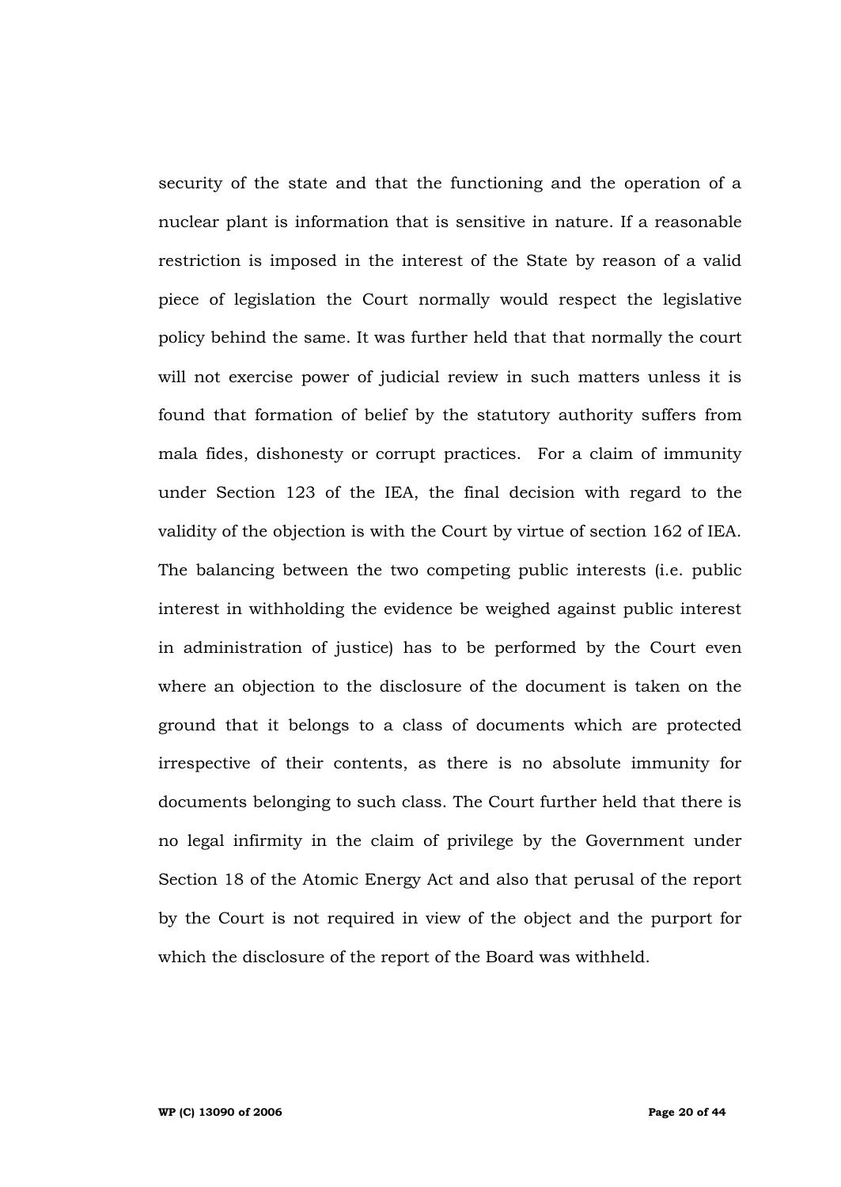security of the state and that the functioning and the operation of a nuclear plant is information that is sensitive in nature. If a reasonable restriction is imposed in the interest of the State by reason of a valid piece of legislation the Court normally would respect the legislative policy behind the same. It was further held that that normally the court will not exercise power of judicial review in such matters unless it is found that formation of belief by the statutory authority suffers from mala fides, dishonesty or corrupt practices. For a claim of immunity under Section 123 of the IEA, the final decision with regard to the validity of the objection is with the Court by virtue of section 162 of IEA. The balancing between the two competing public interests (i.e. public interest in withholding the evidence be weighed against public interest in administration of justice) has to be performed by the Court even where an objection to the disclosure of the document is taken on the ground that it belongs to a class of documents which are protected irrespective of their contents, as there is no absolute immunity for documents belonging to such class. The Court further held that there is no legal infirmity in the claim of privilege by the Government under Section 18 of the Atomic Energy Act and also that perusal of the report by the Court is not required in view of the object and the purport for which the disclosure of the report of the Board was withheld.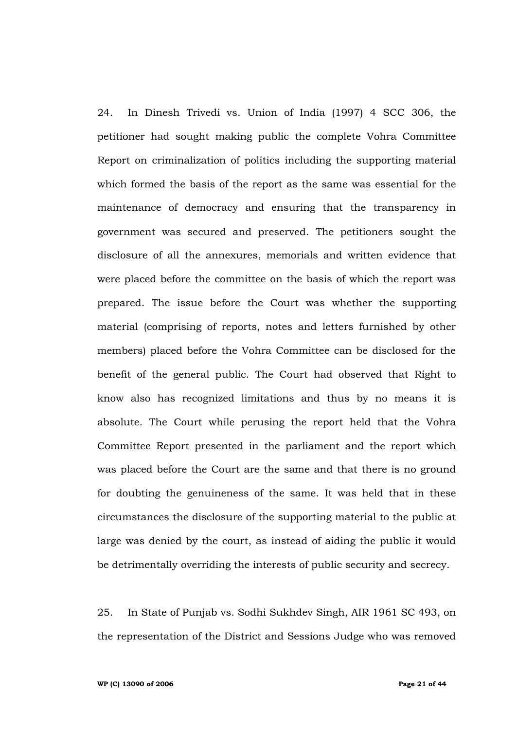24. In Dinesh Trivedi vs. Union of India (1997) 4 SCC 306, the petitioner had sought making public the complete Vohra Committee Report on criminalization of politics including the supporting material which formed the basis of the report as the same was essential for the maintenance of democracy and ensuring that the transparency in government was secured and preserved. The petitioners sought the disclosure of all the annexures, memorials and written evidence that were placed before the committee on the basis of which the report was prepared. The issue before the Court was whether the supporting material (comprising of reports, notes and letters furnished by other members) placed before the Vohra Committee can be disclosed for the benefit of the general public. The Court had observed that Right to know also has recognized limitations and thus by no means it is absolute. The Court while perusing the report held that the Vohra Committee Report presented in the parliament and the report which was placed before the Court are the same and that there is no ground for doubting the genuineness of the same. It was held that in these circumstances the disclosure of the supporting material to the public at large was denied by the court, as instead of aiding the public it would be detrimentally overriding the interests of public security and secrecy.

25. In State of Punjab vs. Sodhi Sukhdev Singh, AIR 1961 SC 493, on the representation of the District and Sessions Judge who was removed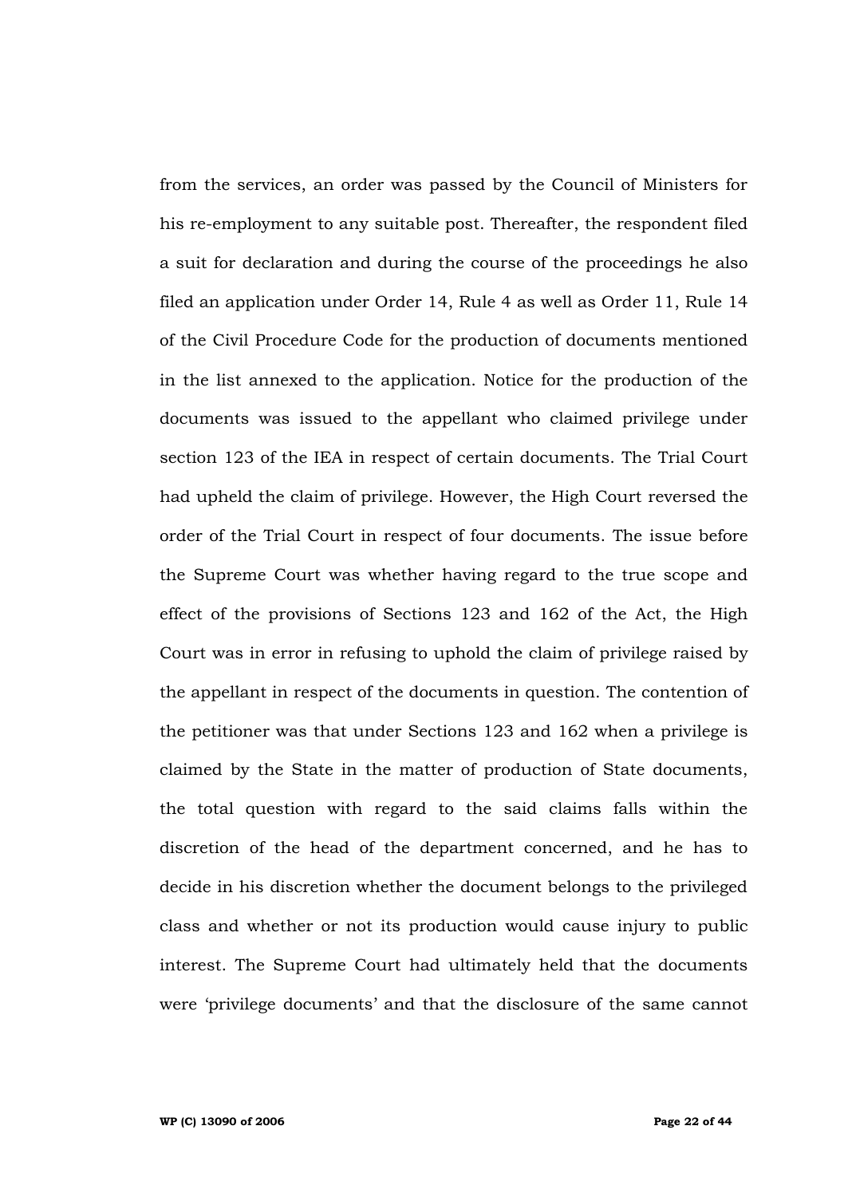from the services, an order was passed by the Council of Ministers for his re-employment to any suitable post. Thereafter, the respondent filed a suit for declaration and during the course of the proceedings he also filed an application under Order 14, Rule 4 as well as Order 11, Rule 14 of the Civil Procedure Code for the production of documents mentioned in the list annexed to the application. Notice for the production of the documents was issued to the appellant who claimed privilege under section 123 of the IEA in respect of certain documents. The Trial Court had upheld the claim of privilege. However, the High Court reversed the order of the Trial Court in respect of four documents. The issue before the Supreme Court was whether having regard to the true scope and effect of the provisions of Sections 123 and 162 of the Act, the High Court was in error in refusing to uphold the claim of privilege raised by the appellant in respect of the documents in question. The contention of the petitioner was that under Sections 123 and 162 when a privilege is claimed by the State in the matter of production of State documents, the total question with regard to the said claims falls within the discretion of the head of the department concerned, and he has to decide in his discretion whether the document belongs to the privileged class and whether or not its production would cause injury to public interest. The Supreme Court had ultimately held that the documents were 'privilege documents' and that the disclosure of the same cannot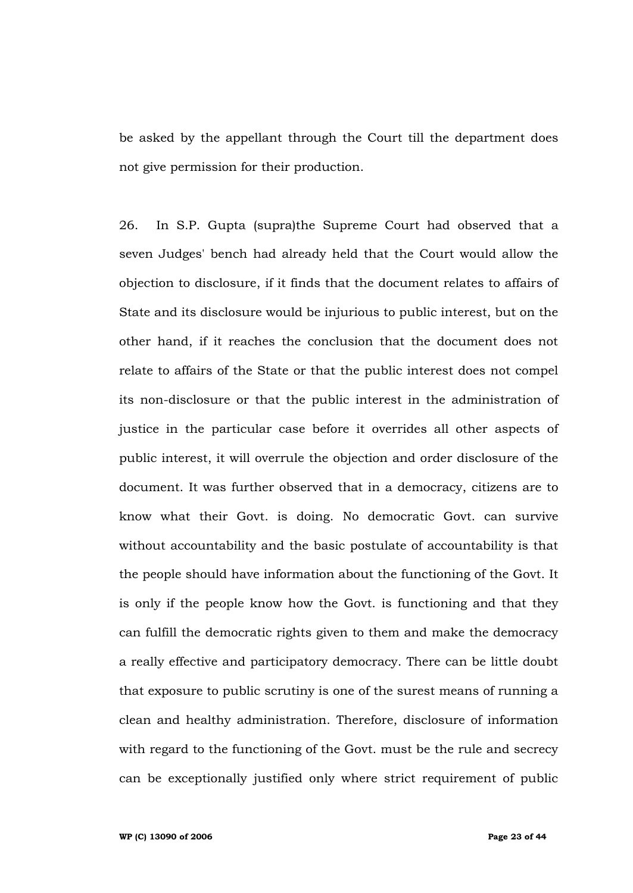be asked by the appellant through the Court till the department does not give permission for their production.

26. In S.P. Gupta (supra)the Supreme Court had observed that a seven Judges' bench had already held that the Court would allow the objection to disclosure, if it finds that the document relates to affairs of State and its disclosure would be injurious to public interest, but on the other hand, if it reaches the conclusion that the document does not relate to affairs of the State or that the public interest does not compel its non-disclosure or that the public interest in the administration of justice in the particular case before it overrides all other aspects of public interest, it will overrule the objection and order disclosure of the document. It was further observed that in a democracy, citizens are to know what their Govt. is doing. No democratic Govt. can survive without accountability and the basic postulate of accountability is that the people should have information about the functioning of the Govt. It is only if the people know how the Govt. is functioning and that they can fulfill the democratic rights given to them and make the democracy a really effective and participatory democracy. There can be little doubt that exposure to public scrutiny is one of the surest means of running a clean and healthy administration. Therefore, disclosure of information with regard to the functioning of the Govt. must be the rule and secrecy can be exceptionally justified only where strict requirement of public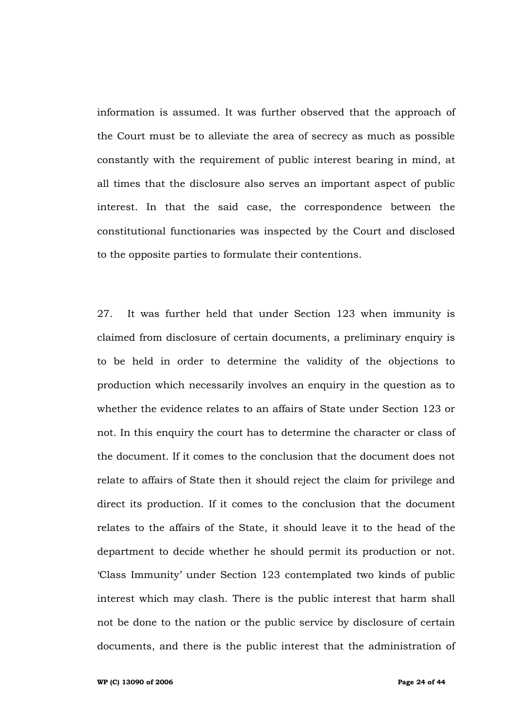information is assumed. It was further observed that the approach of the Court must be to alleviate the area of secrecy as much as possible constantly with the requirement of public interest bearing in mind, at all times that the disclosure also serves an important aspect of public interest. In that the said case, the correspondence between the constitutional functionaries was inspected by the Court and disclosed to the opposite parties to formulate their contentions.

27. It was further held that under Section 123 when immunity is claimed from disclosure of certain documents, a preliminary enquiry is to be held in order to determine the validity of the objections to production which necessarily involves an enquiry in the question as to whether the evidence relates to an affairs of State under Section 123 or not. In this enquiry the court has to determine the character or class of the document. If it comes to the conclusion that the document does not relate to affairs of State then it should reject the claim for privilege and direct its production. If it comes to the conclusion that the document relates to the affairs of the State, it should leave it to the head of the department to decide whether he should permit its production or not. 'Class Immunity' under Section 123 contemplated two kinds of public interest which may clash. There is the public interest that harm shall not be done to the nation or the public service by disclosure of certain documents, and there is the public interest that the administration of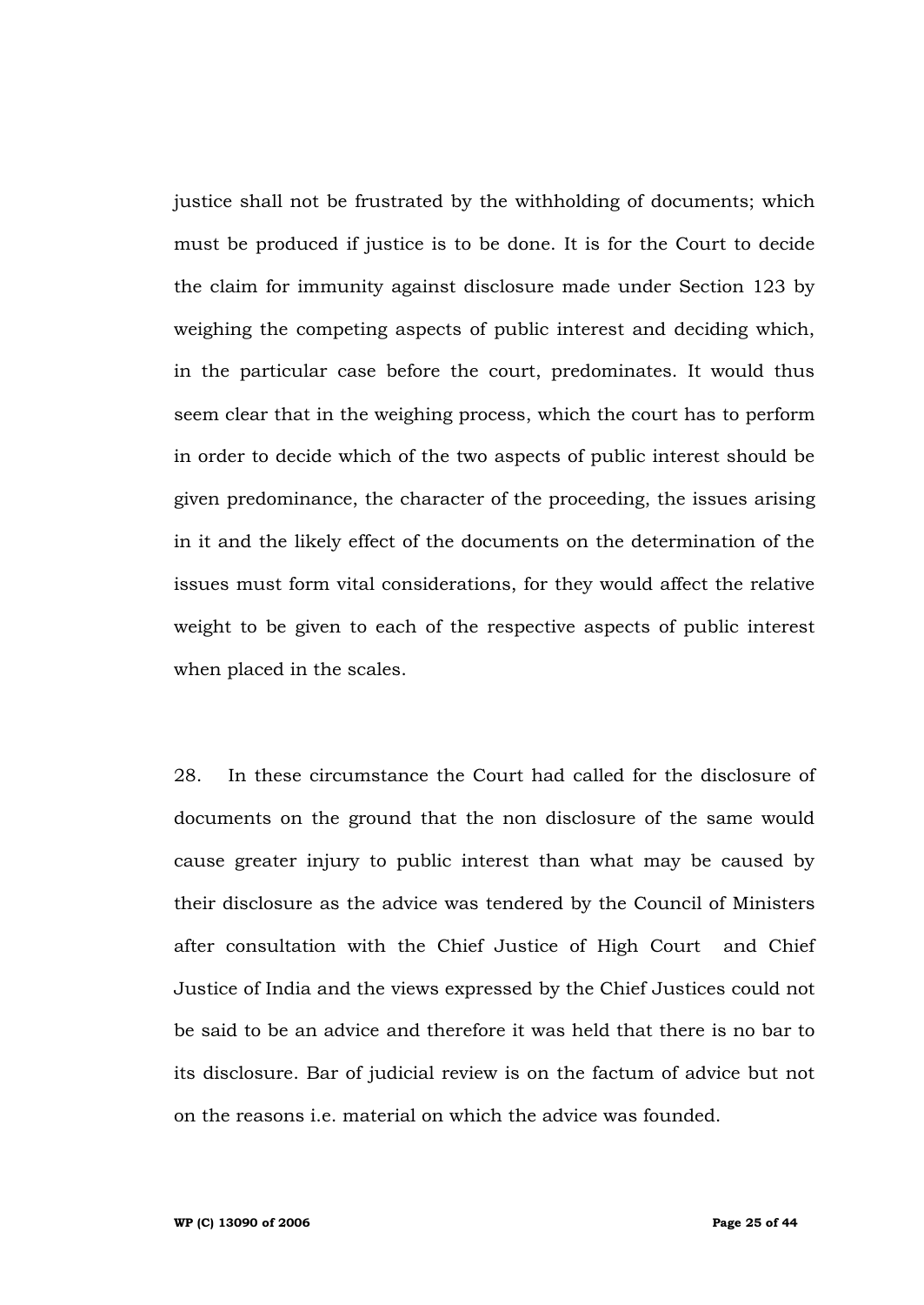justice shall not be frustrated by the withholding of documents; which must be produced if justice is to be done. It is for the Court to decide the claim for immunity against disclosure made under Section 123 by weighing the competing aspects of public interest and deciding which, in the particular case before the court, predominates. It would thus seem clear that in the weighing process, which the court has to perform in order to decide which of the two aspects of public interest should be given predominance, the character of the proceeding, the issues arising in it and the likely effect of the documents on the determination of the issues must form vital considerations, for they would affect the relative weight to be given to each of the respective aspects of public interest when placed in the scales.

28. In these circumstance the Court had called for the disclosure of documents on the ground that the non disclosure of the same would cause greater injury to public interest than what may be caused by their disclosure as the advice was tendered by the Council of Ministers after consultation with the Chief Justice of High Court and Chief Justice of India and the views expressed by the Chief Justices could not be said to be an advice and therefore it was held that there is no bar to its disclosure. Bar of judicial review is on the factum of advice but not on the reasons i.e. material on which the advice was founded.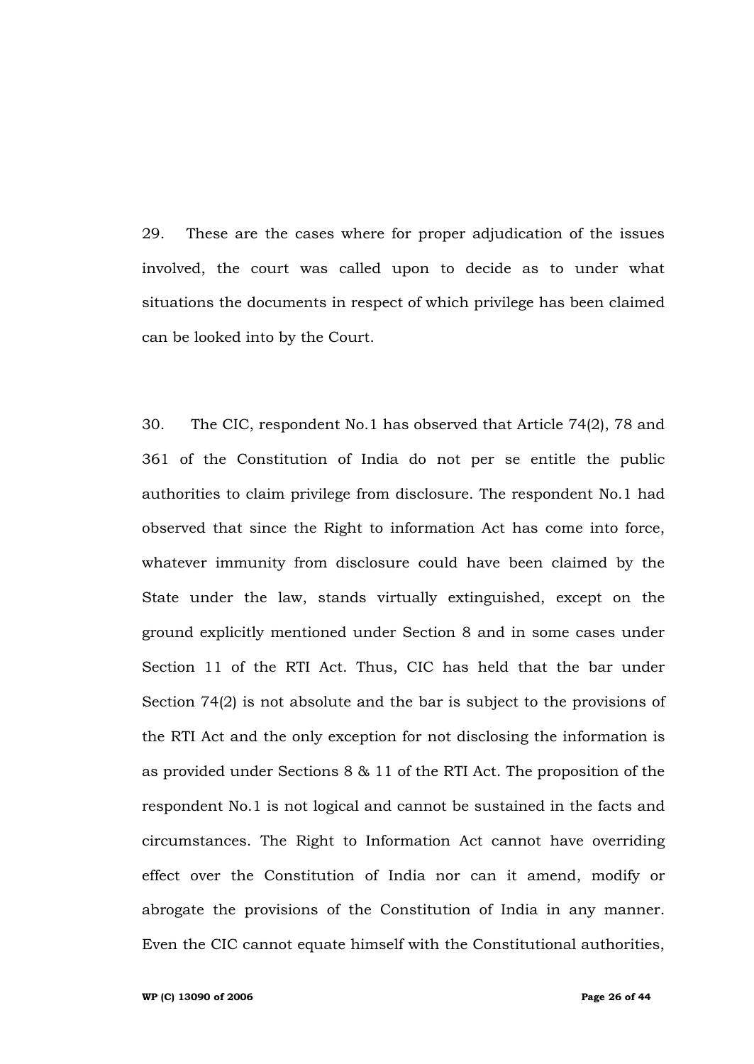29. These are the cases where for proper adjudication of the issues involved, the court was called upon to decide as to under what situations the documents in respect of which privilege has been claimed can be looked into by the Court.

30. The CIC, respondent No.1 has observed that Article 74(2), 78 and 361 of the Constitution of India do not per se entitle the public authorities to claim privilege from disclosure. The respondent No.1 had observed that since the Right to information Act has come into force, whatever immunity from disclosure could have been claimed by the State under the law, stands virtually extinguished, except on the ground explicitly mentioned under Section 8 and in some cases under Section 11 of the RTI Act. Thus, CIC has held that the bar under Section 74(2) is not absolute and the bar is subject to the provisions of the RTI Act and the only exception for not disclosing the information is as provided under Sections 8 & 11 of the RTI Act. The proposition of the respondent No.1 is not logical and cannot be sustained in the facts and circumstances. The Right to Information Act cannot have overriding effect over the Constitution of India nor can it amend, modify or abrogate the provisions of the Constitution of India in any manner. Even the CIC cannot equate himself with the Constitutional authorities,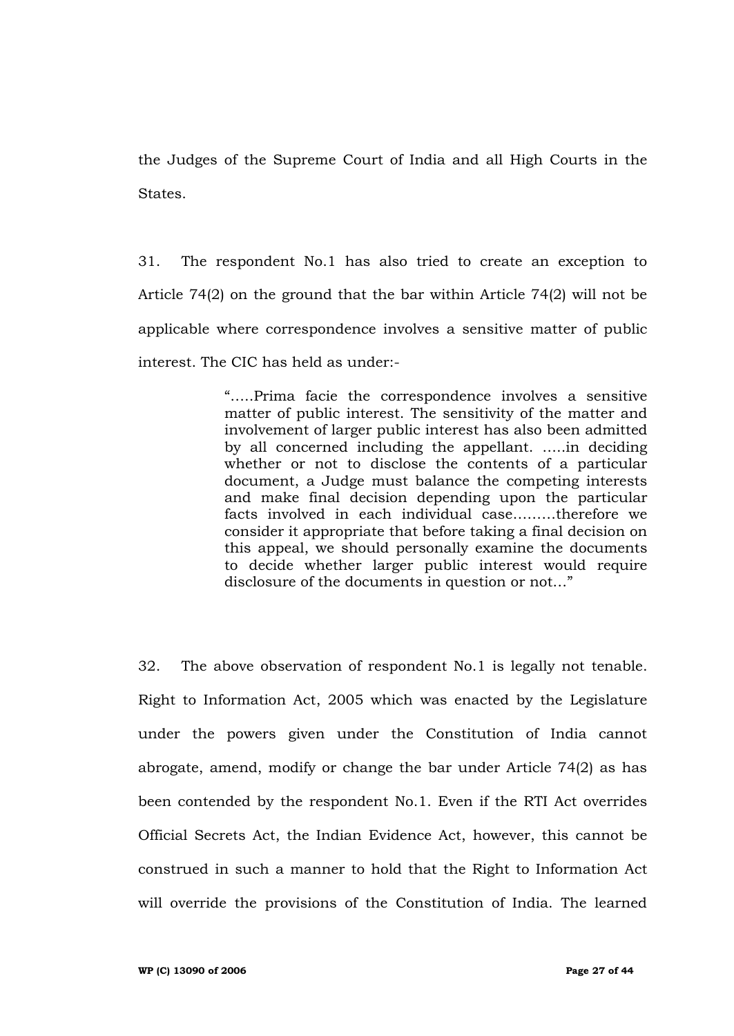the Judges of the Supreme Court of India and all High Courts in the States.

31. The respondent No.1 has also tried to create an exception to Article 74(2) on the ground that the bar within Article 74(2) will not be applicable where correspondence involves a sensitive matter of public interest. The CIC has held as under:-

> "…..Prima facie the correspondence involves a sensitive matter of public interest. The sensitivity of the matter and involvement of larger public interest has also been admitted by all concerned including the appellant. …..in deciding whether or not to disclose the contents of a particular document, a Judge must balance the competing interests and make final decision depending upon the particular facts involved in each individual case………therefore we consider it appropriate that before taking a final decision on this appeal, we should personally examine the documents to decide whether larger public interest would require disclosure of the documents in question or not…"

32. The above observation of respondent No.1 is legally not tenable. Right to Information Act, 2005 which was enacted by the Legislature under the powers given under the Constitution of India cannot abrogate, amend, modify or change the bar under Article 74(2) as has been contended by the respondent No.1. Even if the RTI Act overrides Official Secrets Act, the Indian Evidence Act, however, this cannot be construed in such a manner to hold that the Right to Information Act will override the provisions of the Constitution of India. The learned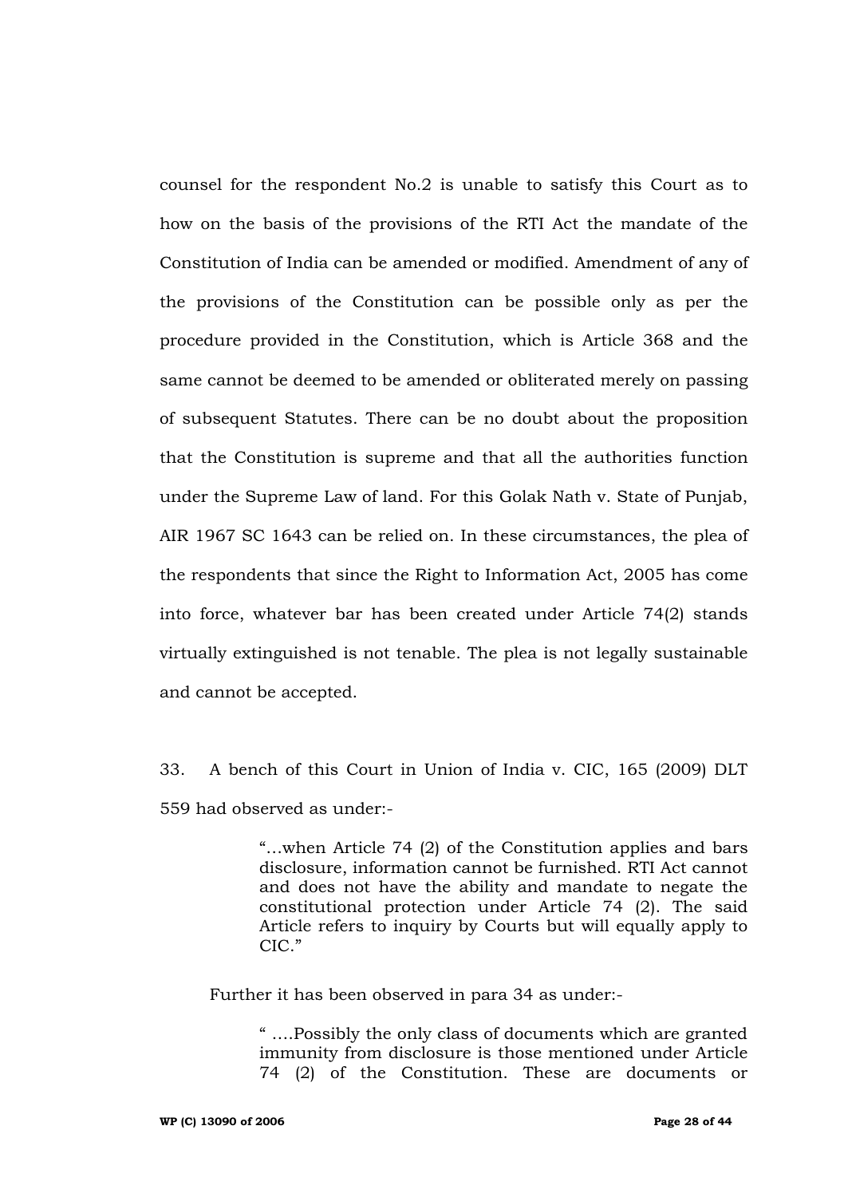counsel for the respondent No.2 is unable to satisfy this Court as to how on the basis of the provisions of the RTI Act the mandate of the Constitution of India can be amended or modified. Amendment of any of the provisions of the Constitution can be possible only as per the procedure provided in the Constitution, which is Article 368 and the same cannot be deemed to be amended or obliterated merely on passing of subsequent Statutes. There can be no doubt about the proposition that the Constitution is supreme and that all the authorities function under the Supreme Law of land. For this Golak Nath v. State of Punjab, AIR 1967 SC 1643 can be relied on. In these circumstances, the plea of the respondents that since the Right to Information Act, 2005 has come into force, whatever bar has been created under Article 74(2) stands virtually extinguished is not tenable. The plea is not legally sustainable and cannot be accepted.

33. A bench of this Court in Union of India v. CIC, 165 (2009) DLT 559 had observed as under:-

> "…when Article 74 (2) of the Constitution applies and bars disclosure, information cannot be furnished. RTI Act cannot and does not have the ability and mandate to negate the constitutional protection under Article 74 (2). The said Article refers to inquiry by Courts but will equally apply to CIC."

Further it has been observed in para 34 as under:-

> " ….Possibly the only class of documents which are granted immunity from disclosure is those mentioned under Article 74 (2) of the Constitution. These are documents or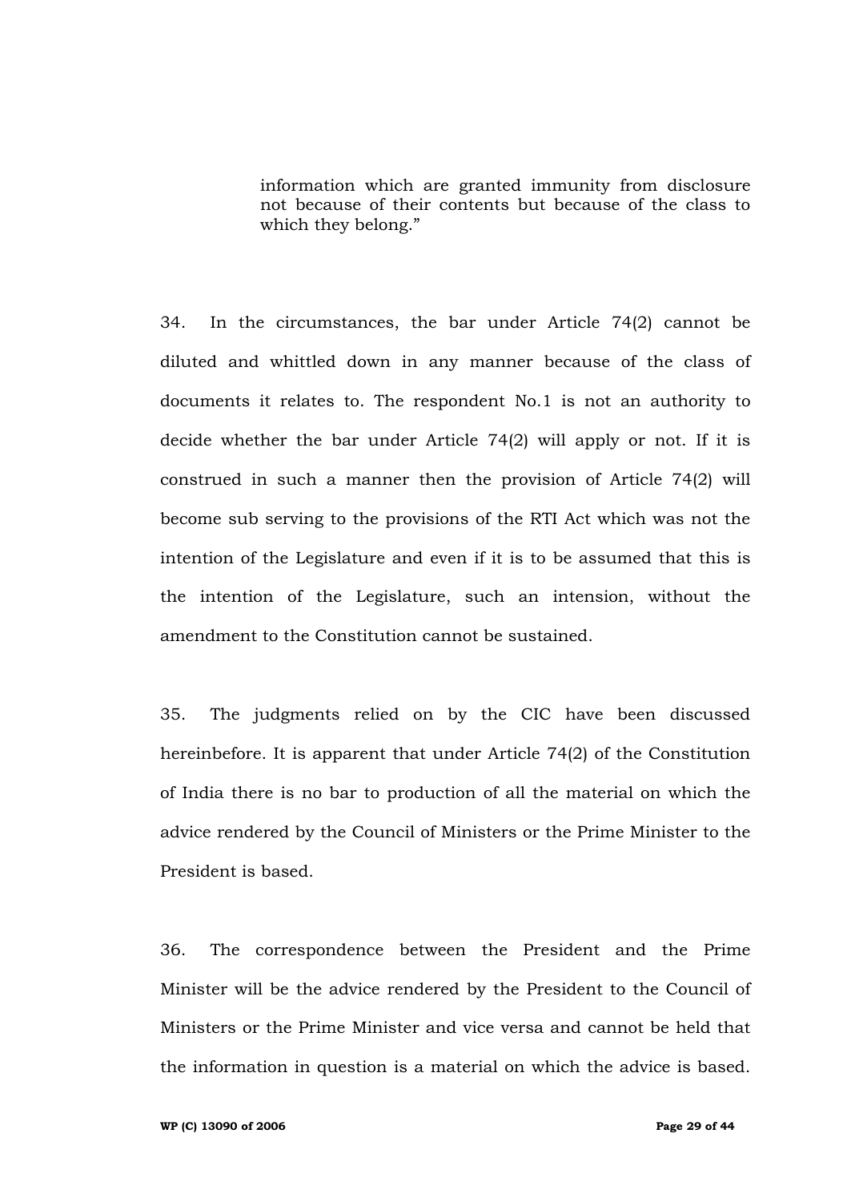> information which are granted immunity from disclosure not because of their contents but because of the class to which they belong."

34. In the circumstances, the bar under Article 74(2) cannot be diluted and whittled down in any manner because of the class of documents it relates to. The respondent No.1 is not an authority to decide whether the bar under Article 74(2) will apply or not. If it is construed in such a manner then the provision of Article 74(2) will become sub serving to the provisions of the RTI Act which was not the intention of the Legislature and even if it is to be assumed that this is the intention of the Legislature, such an intension, without the amendment to the Constitution cannot be sustained.

35. The judgments relied on by the CIC have been discussed hereinbefore. It is apparent that under Article 74(2) of the Constitution of India there is no bar to production of all the material on which the advice rendered by the Council of Ministers or the Prime Minister to the President is based.

36. The correspondence between the President and the Prime Minister will be the advice rendered by the President to the Council of Ministers or the Prime Minister and vice versa and cannot be held that the information in question is a material on which the advice is based.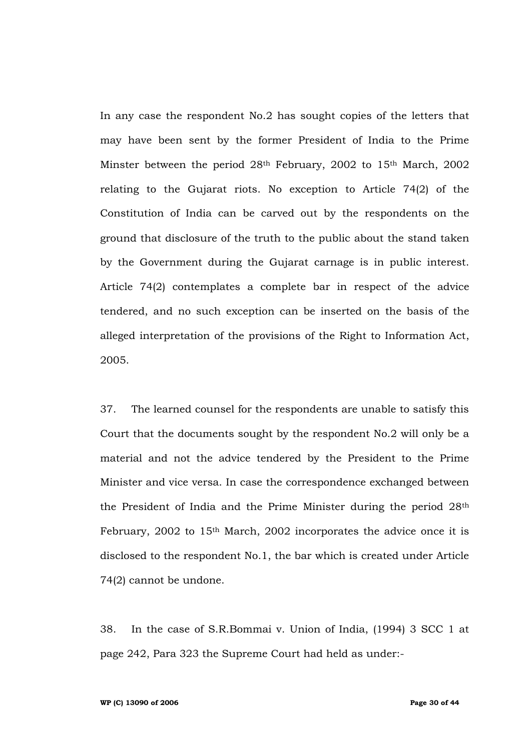In any case the respondent No.2 has sought copies of the letters that may have been sent by the former President of India to the Prime Minster between the period 28th February, 2002 to 15th March, 2002 relating to the Gujarat riots. No exception to Article 74(2) of the Constitution of India can be carved out by the respondents on the ground that disclosure of the truth to the public about the stand taken by the Government during the Gujarat carnage is in public interest. Article 74(2) contemplates a complete bar in respect of the advice tendered, and no such exception can be inserted on the basis of the alleged interpretation of the provisions of the Right to Information Act, 2005.

37. The learned counsel for the respondents are unable to satisfy this Court that the documents sought by the respondent No.2 will only be a material and not the advice tendered by the President to the Prime Minister and vice versa. In case the correspondence exchanged between the President of India and the Prime Minister during the period 28th February, 2002 to 15th March, 2002 incorporates the advice once it is disclosed to the respondent No.1, the bar which is created under Article 74(2) cannot be undone.

38. In the case of S.R.Bommai v. Union of India, (1994) 3 SCC 1 at page 242, Para 323 the Supreme Court had held as under:-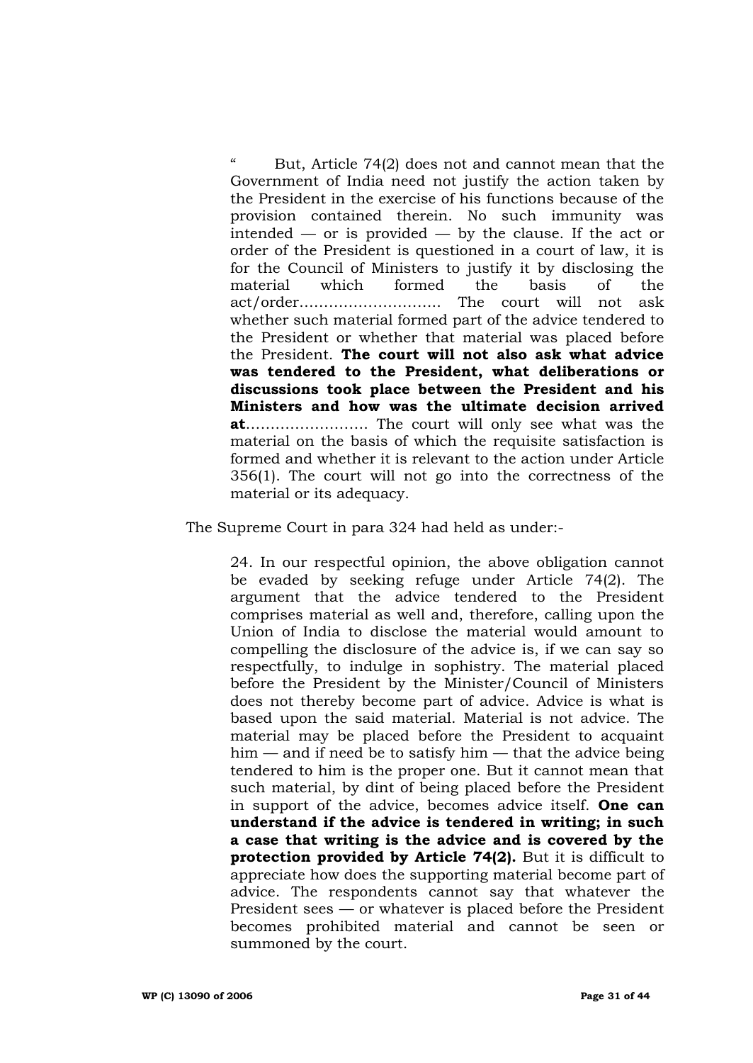> " But, Article 74(2) does not and cannot mean that the Government of India need not justify the action taken by the President in the exercise of his functions because of the provision contained therein. No such immunity was intended — or is provided — by the clause. If the act or order of the President is questioned in a court of law, it is for the Council of Ministers to justify it by disclosing the material which formed the basis of the act/order………………………. The court will not ask whether such material formed part of the advice tendered to the President or whether that material was placed before the President. **The court will not also ask what advice was tendered to the President, what deliberations or discussions took place between the President and his Ministers and how was the ultimate decision arrived at**……………………. The court will only see what was the material on the basis of which the requisite satisfaction is formed and whether it is relevant to the action under Article 356(1). The court will not go into the correctness of the material or its adequacy.

The Supreme Court in para 324 had held as under:-

> 24. In our respectful opinion, the above obligation cannot be evaded by seeking refuge under Article 74(2). The argument that the advice tendered to the President comprises material as well and, therefore, calling upon the Union of India to disclose the material would amount to compelling the disclosure of the advice is, if we can say so respectfully, to indulge in sophistry. The material placed before the President by the Minister/Council of Ministers does not thereby become part of advice. Advice is what is based upon the said material. Material is not advice. The material may be placed before the President to acquaint him — and if need be to satisfy him — that the advice being tendered to him is the proper one. But it cannot mean that such material, by dint of being placed before the President in support of the advice, becomes advice itself. **One can understand if the advice is tendered in writing; in such a case that writing is the advice and is covered by the protection provided by Article 74(2).** But it is difficult to appreciate how does the supporting material become part of advice. The respondents cannot say that whatever the President sees — or whatever is placed before the President becomes prohibited material and cannot be seen or summoned by the court.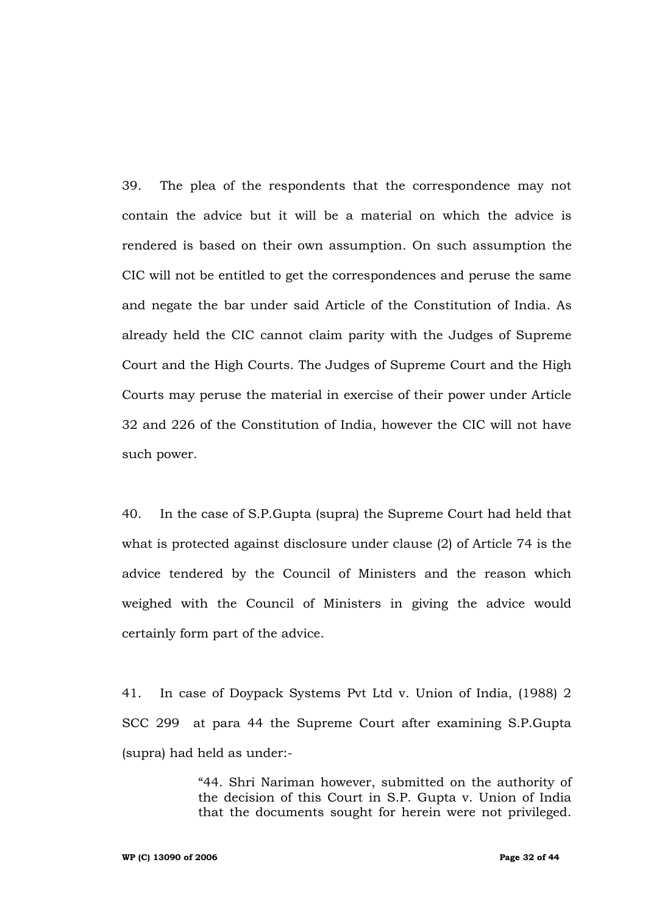39. The plea of the respondents that the correspondence may not contain the advice but it will be a material on which the advice is rendered is based on their own assumption. On such assumption the CIC will not be entitled to get the correspondences and peruse the same and negate the bar under said Article of the Constitution of India. As already held the CIC cannot claim parity with the Judges of Supreme Court and the High Courts. The Judges of Supreme Court and the High Courts may peruse the material in exercise of their power under Article 32 and 226 of the Constitution of India, however the CIC will not have such power.

40. In the case of S.P.Gupta (supra) the Supreme Court had held that what is protected against disclosure under clause (2) of Article 74 is the advice tendered by the Council of Ministers and the reason which weighed with the Council of Ministers in giving the advice would certainly form part of the advice.

41. In case of Doypack Systems Pvt Ltd v. Union of India, (1988) 2 SCC 299 at para 44 the Supreme Court after examining S.P.Gupta (supra) had held as under:-

> "44. Shri Nariman however, submitted on the authority of the decision of this Court in S.P. Gupta v. Union of India that the documents sought for herein were not privileged.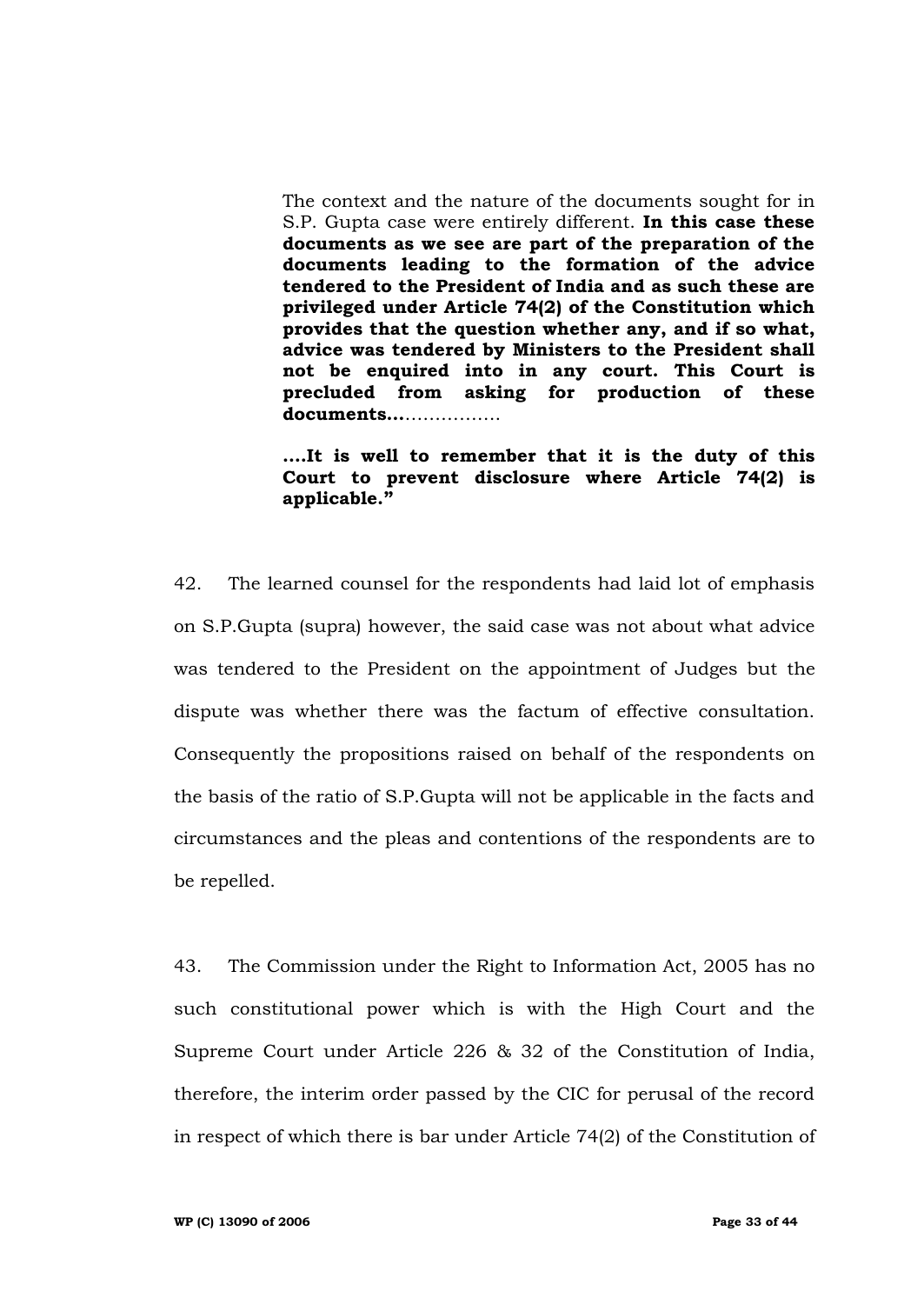> The context and the nature of the documents sought for in S.P. Gupta case were entirely different. **In this case these documents as we see are part of the preparation of the documents leading to the formation of the advice tendered to the President of India and as such these are privileged under Article 74(2) of the Constitution which provides that the question whether any, and if so what, advice was tendered by Ministers to the President shall not be enquired into in any court. This Court is precluded from asking for production of these documents…**…………….
>
> **….It is well to remember that it is the duty of this Court to prevent disclosure where Article 74(2) is applicable."**

42. The learned counsel for the respondents had laid lot of emphasis on S.P.Gupta (supra) however, the said case was not about what advice was tendered to the President on the appointment of Judges but the dispute was whether there was the factum of effective consultation. Consequently the propositions raised on behalf of the respondents on the basis of the ratio of S.P.Gupta will not be applicable in the facts and circumstances and the pleas and contentions of the respondents are to be repelled.

43. The Commission under the Right to Information Act, 2005 has no such constitutional power which is with the High Court and the Supreme Court under Article 226 & 32 of the Constitution of India, therefore, the interim order passed by the CIC for perusal of the record in respect of which there is bar under Article 74(2) of the Constitution of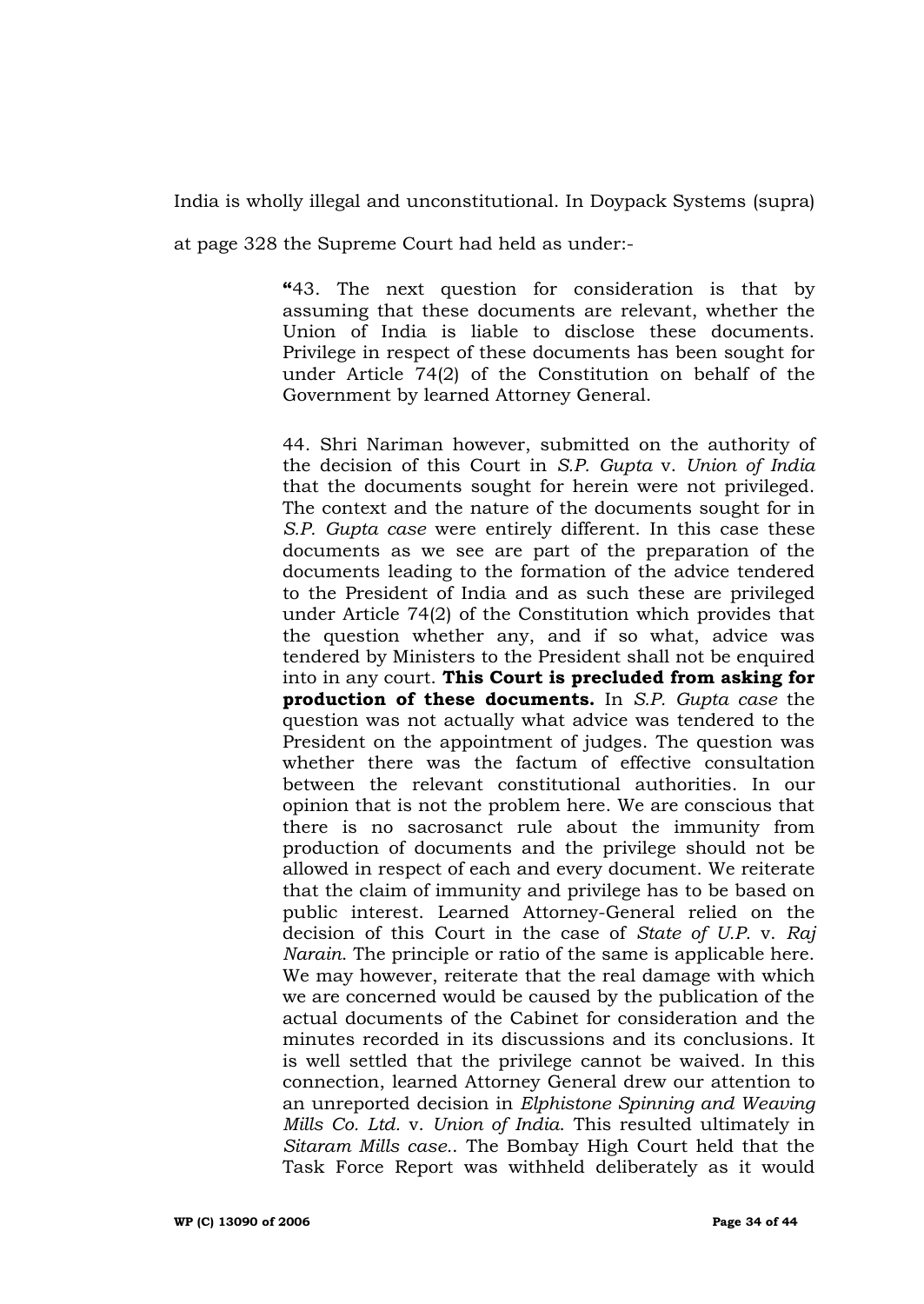India is wholly illegal and unconstitutional. In Doypack Systems (supra) at page 328 the Supreme Court had held as under:-

> "43. The next question for consideration is that by assuming that these documents are relevant, whether the Union of India is liable to disclose these documents. Privilege in respect of these documents has been sought for under Article 74(2) of the Constitution on behalf of the Government by learned Attorney General.
>
> 44. Shri Nariman however, submitted on the authority of the decision of this Court in *S.P. Gupta* v. *Union of India* that the documents sought for herein were not privileged. The context and the nature of the documents sought for in *S.P. Gupta case* were entirely different. In this case these documents as we see are part of the preparation of the documents leading to the formation of the advice tendered to the President of India and as such these are privileged under Article 74(2) of the Constitution which provides that the question whether any, and if so what, advice was tendered by Ministers to the President shall not be enquired into in any court. **This Court is precluded from asking for production of these documents.** In *S.P. Gupta case* the question was not actually what advice was tendered to the President on the appointment of judges. The question was whether there was the factum of effective consultation between the relevant constitutional authorities. In our opinion that is not the problem here. We are conscious that there is no sacrosanct rule about the immunity from production of documents and the privilege should not be allowed in respect of each and every document. We reiterate that the claim of immunity and privilege has to be based on public interest. Learned Attorney-General relied on the decision of this Court in the case of *State of U.P.* v. *Raj Narain*. The principle or ratio of the same is applicable here. We may however, reiterate that the real damage with which we are concerned would be caused by the publication of the actual documents of the Cabinet for consideration and the minutes recorded in its discussions and its conclusions. It is well settled that the privilege cannot be waived. In this connection, learned Attorney General drew our attention to an unreported decision in *Elphistone Spinning and Weaving Mills Co. Ltd.* v. *Union of India*. This resulted ultimately in *Sitaram Mills case.*. The Bombay High Court held that the Task Force Report was withheld deliberately as it would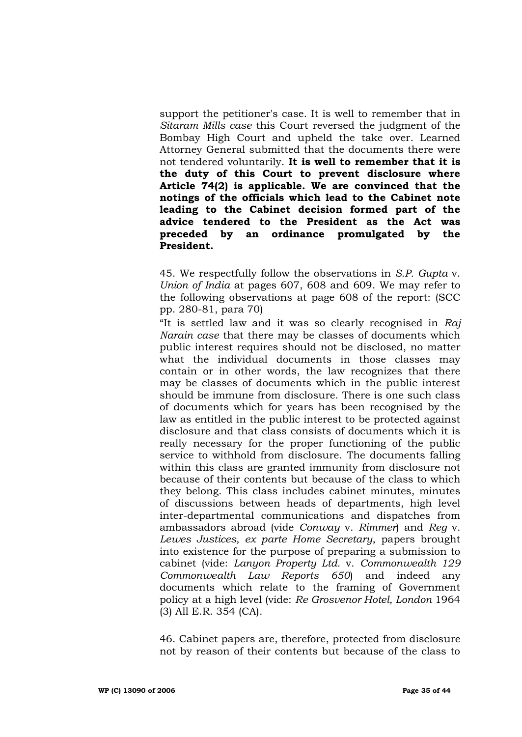support the petitioner's case. It is well to remember that in *Sitaram Mills case* this Court reversed the judgment of the Bombay High Court and upheld the take over. Learned Attorney General submitted that the documents there were not tendered voluntarily. **It is well to remember that it is the duty of this Court to prevent disclosure where Article 74(2) is applicable. We are convinced that the notings of the officials which lead to the Cabinet note leading to the Cabinet decision formed part of the advice tendered to the President as the Act was preceded by an ordinance promulgated by the President.**

45. We respectfully follow the observations in *S.P. Gupta* v. *Union of India* at pages 607, 608 and 609. We may refer to the following observations at page 608 of the report: (SCC pp. 280-81, para 70)

"It is settled law and it was so clearly recognised in *Raj Narain case* that there may be classes of documents which public interest requires should not be disclosed, no matter what the individual documents in those classes may contain or in other words, the law recognizes that there may be classes of documents which in the public interest should be immune from disclosure. There is one such class of documents which for years has been recognised by the law as entitled in the public interest to be protected against disclosure and that class consists of documents which it is really necessary for the proper functioning of the public service to withhold from disclosure. The documents falling within this class are granted immunity from disclosure not because of their contents but because of the class to which they belong. This class includes cabinet minutes, minutes of discussions between heads of departments, high level inter-departmental communications and dispatches from ambassadors abroad (vide *Conway* v. *Rimmer*) and *Reg* v. *Lewes Justices, ex parte Home Secretary*, papers brought into existence for the purpose of preparing a submission to cabinet (vide: *Lanyon Property Ltd.* v. *Commonwealth 129 Commonwealth Law Reports 650*) and indeed any documents which relate to the framing of Government policy at a high level (vide: *Re Grosvenor Hotel, London* 1964 (3) All E.R. 354 (CA).

46. Cabinet papers are, therefore, protected from disclosure not by reason of their contents but because of the class to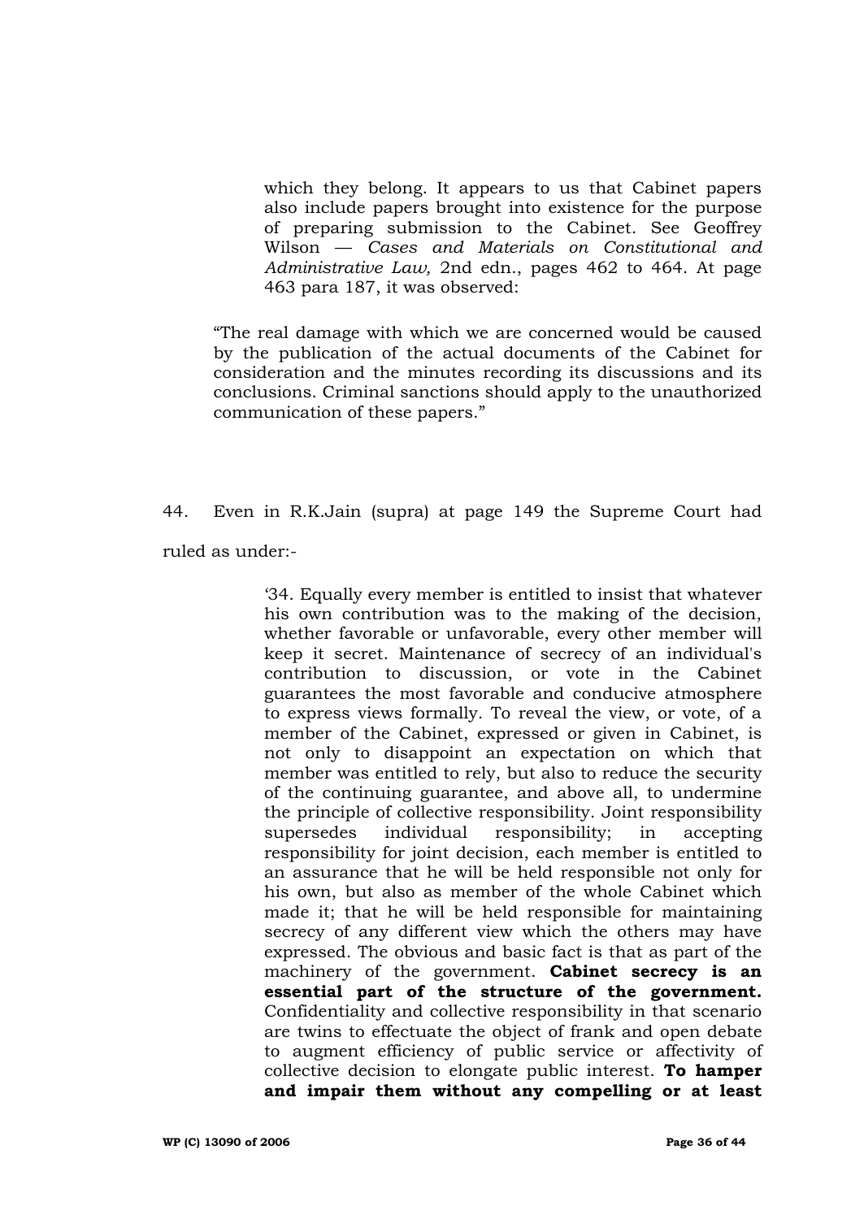> which they belong. It appears to us that Cabinet papers also include papers brought into existence for the purpose of preparing submission to the Cabinet. See Geoffrey Wilson — *Cases and Materials on Constitutional and Administrative Law,* 2nd edn., pages 462 to 464. At page 463 para 187, it was observed:
>
> "The real damage with which we are concerned would be caused by the publication of the actual documents of the Cabinet for consideration and the minutes recording its discussions and its conclusions. Criminal sanctions should apply to the unauthorized communication of these papers."

44. Even in R.K.Jain (supra) at page 149 the Supreme Court had ruled as under:-

> '34. Equally every member is entitled to insist that whatever his own contribution was to the making of the decision, whether favorable or unfavorable, every other member will keep it secret. Maintenance of secrecy of an individual's contribution to discussion, or vote in the Cabinet guarantees the most favorable and conducive atmosphere to express views formally. To reveal the view, or vote, of a member of the Cabinet, expressed or given in Cabinet, is not only to disappoint an expectation on which that member was entitled to rely, but also to reduce the security of the continuing guarantee, and above all, to undermine the principle of collective responsibility. Joint responsibility supersedes individual responsibility; in accepting responsibility for joint decision, each member is entitled to an assurance that he will be held responsible not only for his own, but also as member of the whole Cabinet which made it; that he will be held responsible for maintaining secrecy of any different view which the others may have expressed. The obvious and basic fact is that as part of the machinery of the government. **Cabinet secrecy is an essential part of the structure of the government.** Confidentiality and collective responsibility in that scenario are twins to effectuate the object of frank and open debate to augment efficiency of public service or affectivity of collective decision to elongate public interest. **To hamper and impair them without any compelling or at least**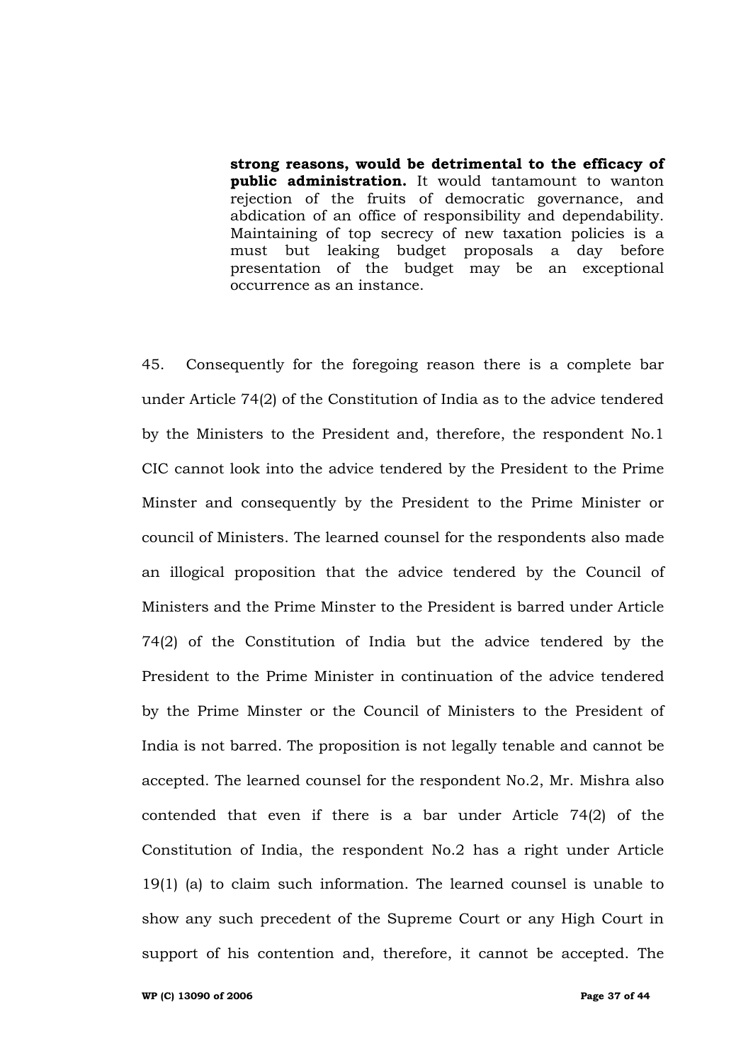> **strong reasons, would be detrimental to the efficacy of public administration.** It would tantamount to wanton rejection of the fruits of democratic governance, and abdication of an office of responsibility and dependability. Maintaining of top secrecy of new taxation policies is a must but leaking budget proposals a day before presentation of the budget may be an exceptional occurrence as an instance.

45. Consequently for the foregoing reason there is a complete bar under Article 74(2) of the Constitution of India as to the advice tendered by the Ministers to the President and, therefore, the respondent No.1 CIC cannot look into the advice tendered by the President to the Prime Minster and consequently by the President to the Prime Minister or council of Ministers. The learned counsel for the respondents also made an illogical proposition that the advice tendered by the Council of Ministers and the Prime Minster to the President is barred under Article 74(2) of the Constitution of India but the advice tendered by the President to the Prime Minister in continuation of the advice tendered by the Prime Minster or the Council of Ministers to the President of India is not barred. The proposition is not legally tenable and cannot be accepted. The learned counsel for the respondent No.2, Mr. Mishra also contended that even if there is a bar under Article 74(2) of the Constitution of India, the respondent No.2 has a right under Article 19(1) (a) to claim such information. The learned counsel is unable to show any such precedent of the Supreme Court or any High Court in support of his contention and, therefore, it cannot be accepted. The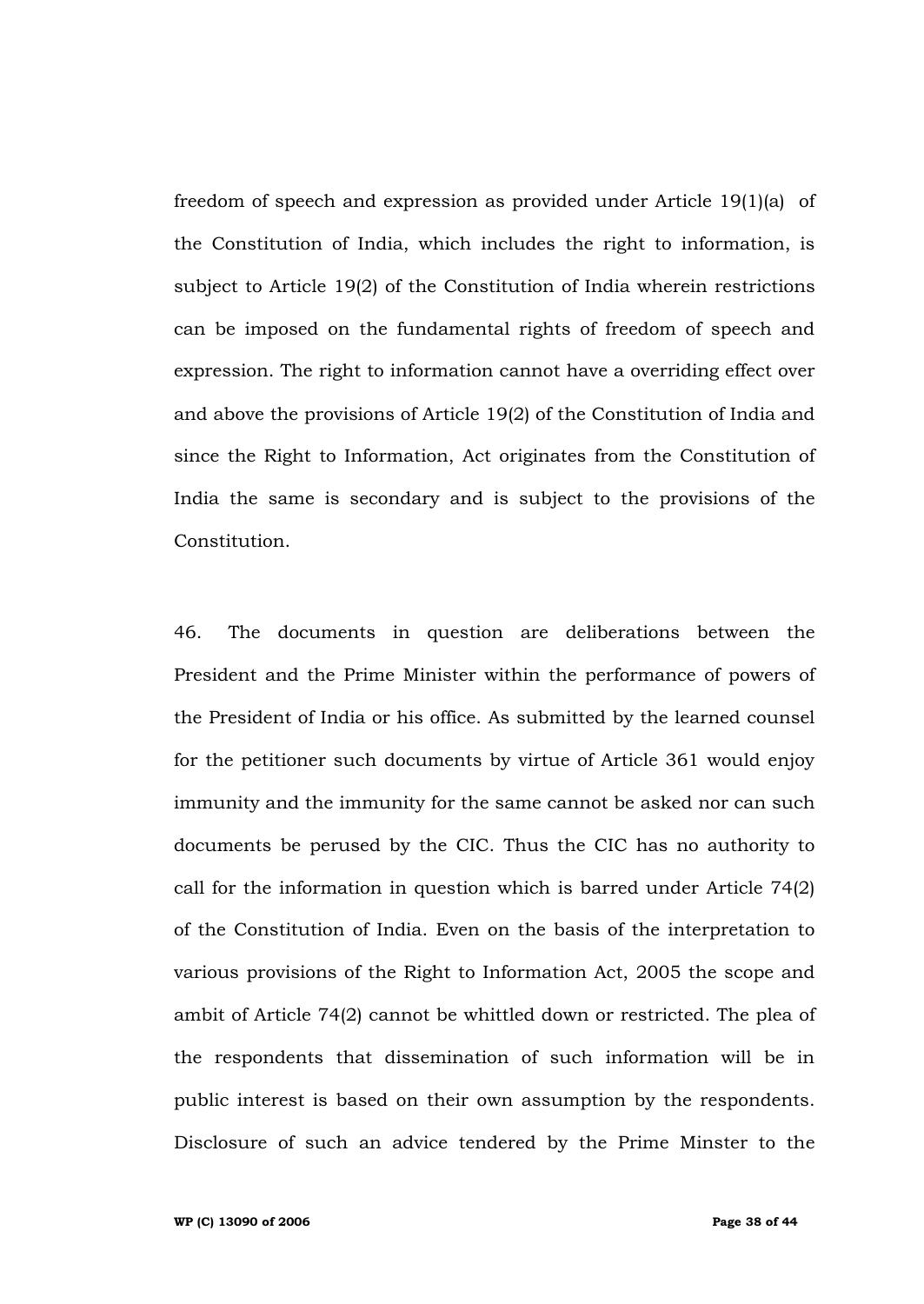freedom of speech and expression as provided under Article 19(1)(a) of the Constitution of India, which includes the right to information, is subject to Article 19(2) of the Constitution of India wherein restrictions can be imposed on the fundamental rights of freedom of speech and expression. The right to information cannot have a overriding effect over and above the provisions of Article 19(2) of the Constitution of India and since the Right to Information, Act originates from the Constitution of India the same is secondary and is subject to the provisions of the Constitution.

46. The documents in question are deliberations between the President and the Prime Minister within the performance of powers of the President of India or his office. As submitted by the learned counsel for the petitioner such documents by virtue of Article 361 would enjoy immunity and the immunity for the same cannot be asked nor can such documents be perused by the CIC. Thus the CIC has no authority to call for the information in question which is barred under Article 74(2) of the Constitution of India. Even on the basis of the interpretation to various provisions of the Right to Information Act, 2005 the scope and ambit of Article 74(2) cannot be whittled down or restricted. The plea of the respondents that dissemination of such information will be in public interest is based on their own assumption by the respondents. Disclosure of such an advice tendered by the Prime Minster to the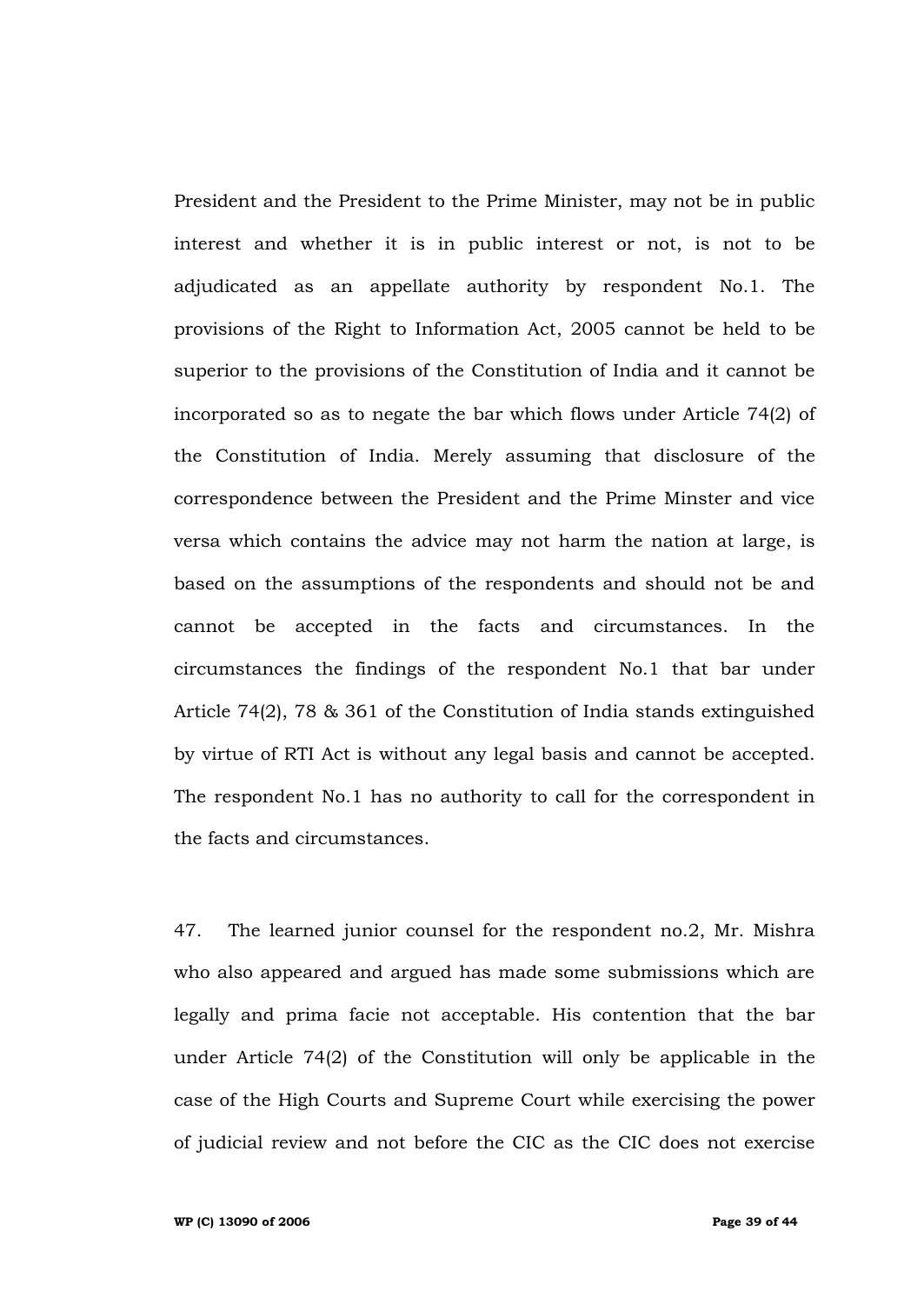President and the President to the Prime Minister, may not be in public interest and whether it is in public interest or not, is not to be adjudicated as an appellate authority by respondent No.1. The provisions of the Right to Information Act, 2005 cannot be held to be superior to the provisions of the Constitution of India and it cannot be incorporated so as to negate the bar which flows under Article 74(2) of the Constitution of India. Merely assuming that disclosure of the correspondence between the President and the Prime Minster and vice versa which contains the advice may not harm the nation at large, is based on the assumptions of the respondents and should not be and cannot be accepted in the facts and circumstances. In the circumstances the findings of the respondent No.1 that bar under Article 74(2), 78 & 361 of the Constitution of India stands extinguished by virtue of RTI Act is without any legal basis and cannot be accepted. The respondent No.1 has no authority to call for the correspondent in the facts and circumstances.

47. The learned junior counsel for the respondent no.2, Mr. Mishra who also appeared and argued has made some submissions which are legally and prima facie not acceptable. His contention that the bar under Article 74(2) of the Constitution will only be applicable in the case of the High Courts and Supreme Court while exercising the power of judicial review and not before the CIC as the CIC does not exercise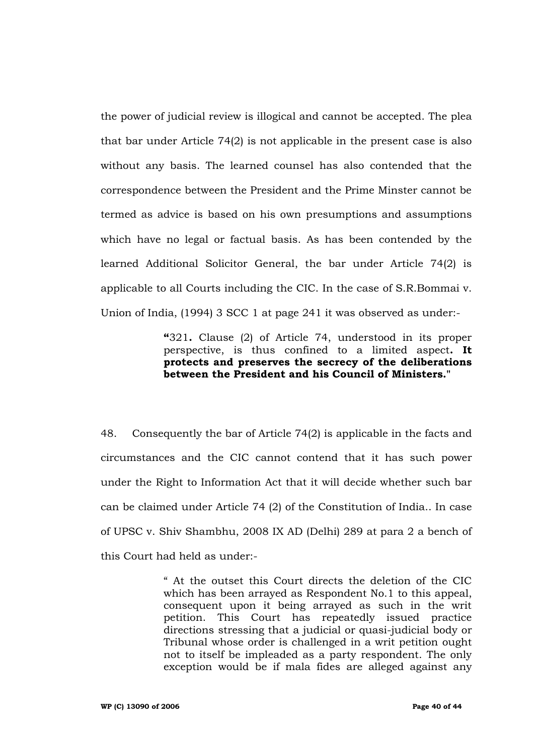the power of judicial review is illogical and cannot be accepted. The plea that bar under Article 74(2) is not applicable in the present case is also without any basis. The learned counsel has also contended that the correspondence between the President and the Prime Minster cannot be termed as advice is based on his own presumptions and assumptions which have no legal or factual basis. As has been contended by the learned Additional Solicitor General, the bar under Article 74(2) is applicable to all Courts including the CIC. In the case of S.R.Bommai v. Union of India, (1994) 3 SCC 1 at page 241 it was observed as under:-

> **"**321**.** Clause (2) of Article 74, understood in its proper perspective, is thus confined to a limited aspect**. It protects and preserves the secrecy of the deliberations between the President and his Council of Ministers.**"

48. Consequently the bar of Article 74(2) is applicable in the facts and circumstances and the CIC cannot contend that it has such power under the Right to Information Act that it will decide whether such bar can be claimed under Article 74 (2) of the Constitution of India.. In case of UPSC v. Shiv Shambhu, 2008 IX AD (Delhi) 289 at para 2 a bench of this Court had held as under:-

> " At the outset this Court directs the deletion of the CIC which has been arrayed as Respondent No.1 to this appeal, consequent upon it being arrayed as such in the writ petition. This Court has repeatedly issued practice directions stressing that a judicial or quasi-judicial body or Tribunal whose order is challenged in a writ petition ought not to itself be impleaded as a party respondent. The only exception would be if mala fides are alleged against any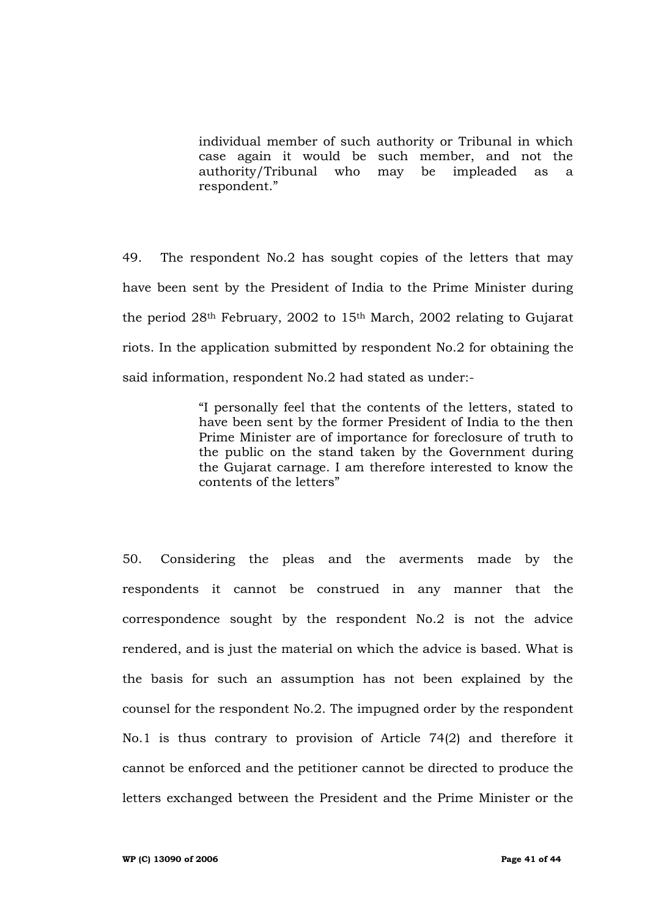> individual member of such authority or Tribunal in which case again it would be such member, and not the authority/Tribunal who may be impleaded as a respondent."

49. The respondent No.2 has sought copies of the letters that may have been sent by the President of India to the Prime Minister during the period 28th February, 2002 to 15th March, 2002 relating to Gujarat riots. In the application submitted by respondent No.2 for obtaining the said information, respondent No.2 had stated as under:-

> "I personally feel that the contents of the letters, stated to have been sent by the former President of India to the then Prime Minister are of importance for foreclosure of truth to the public on the stand taken by the Government during the Gujarat carnage. I am therefore interested to know the contents of the letters"

50. Considering the pleas and the averments made by the respondents it cannot be construed in any manner that the correspondence sought by the respondent No.2 is not the advice rendered, and is just the material on which the advice is based. What is the basis for such an assumption has not been explained by the counsel for the respondent No.2. The impugned order by the respondent No.1 is thus contrary to provision of Article 74(2) and therefore it cannot be enforced and the petitioner cannot be directed to produce the letters exchanged between the President and the Prime Minister or the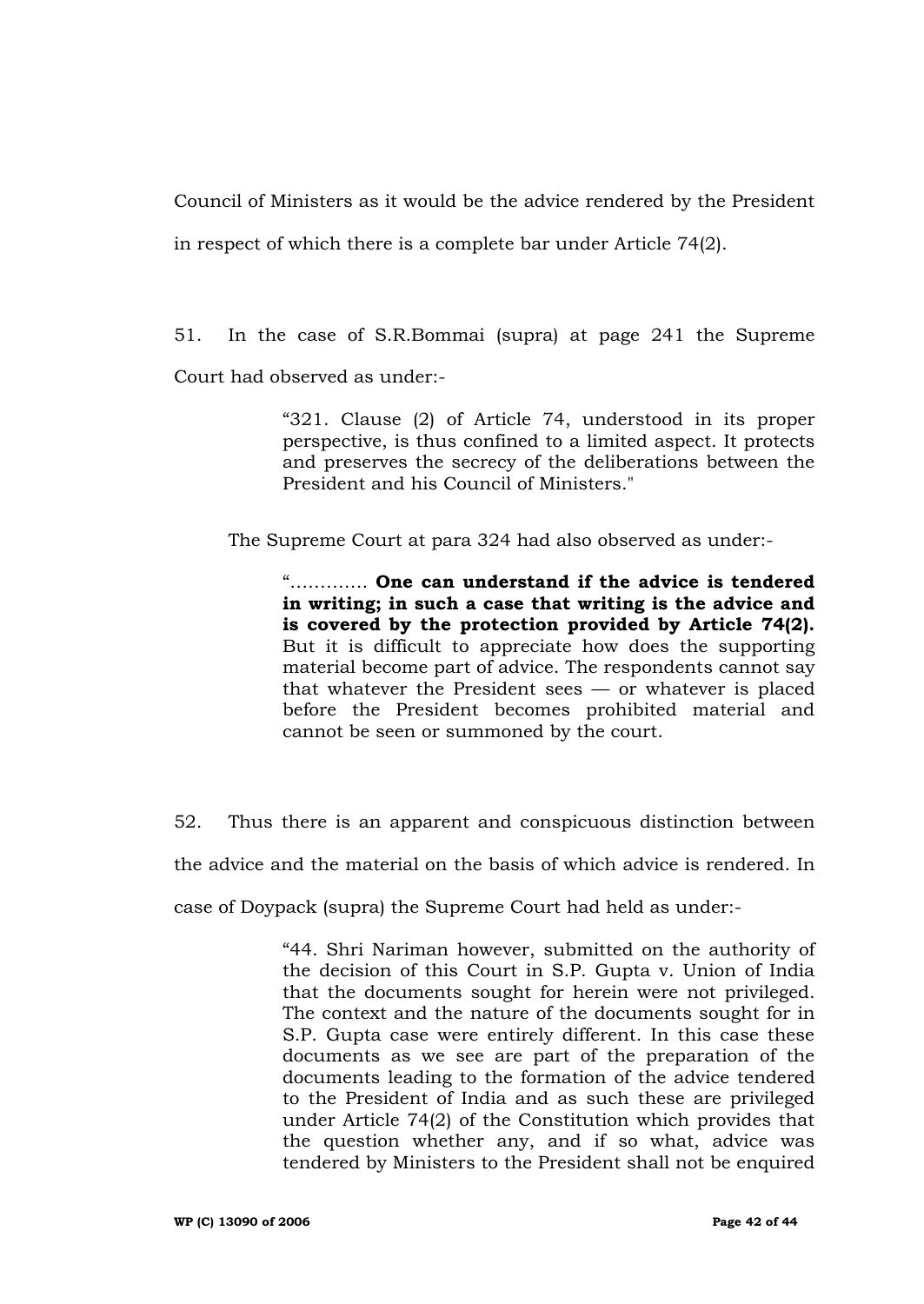Council of Ministers as it would be the advice rendered by the President in respect of which there is a complete bar under Article 74(2).

51. In the case of S.R.Bommai (supra) at page 241 the Supreme Court had observed as under:-

> "321. Clause (2) of Article 74, understood in its proper perspective, is thus confined to a limited aspect. It protects and preserves the secrecy of the deliberations between the President and his Council of Ministers."

The Supreme Court at para 324 had also observed as under:-

> "…………. **One can understand if the advice is tendered in writing; in such a case that writing is the advice and is covered by the protection provided by Article 74(2).** But it is difficult to appreciate how does the supporting material become part of advice. The respondents cannot say that whatever the President sees — or whatever is placed before the President becomes prohibited material and cannot be seen or summoned by the court.

52. Thus there is an apparent and conspicuous distinction between the advice and the material on the basis of which advice is rendered. In case of Doypack (supra) the Supreme Court had held as under:-

> "44. Shri Nariman however, submitted on the authority of the decision of this Court in S.P. Gupta v. Union of India that the documents sought for herein were not privileged. The context and the nature of the documents sought for in S.P. Gupta case were entirely different. In this case these documents as we see are part of the preparation of the documents leading to the formation of the advice tendered to the President of India and as such these are privileged under Article 74(2) of the Constitution which provides that the question whether any, and if so what, advice was tendered by Ministers to the President shall not be enquired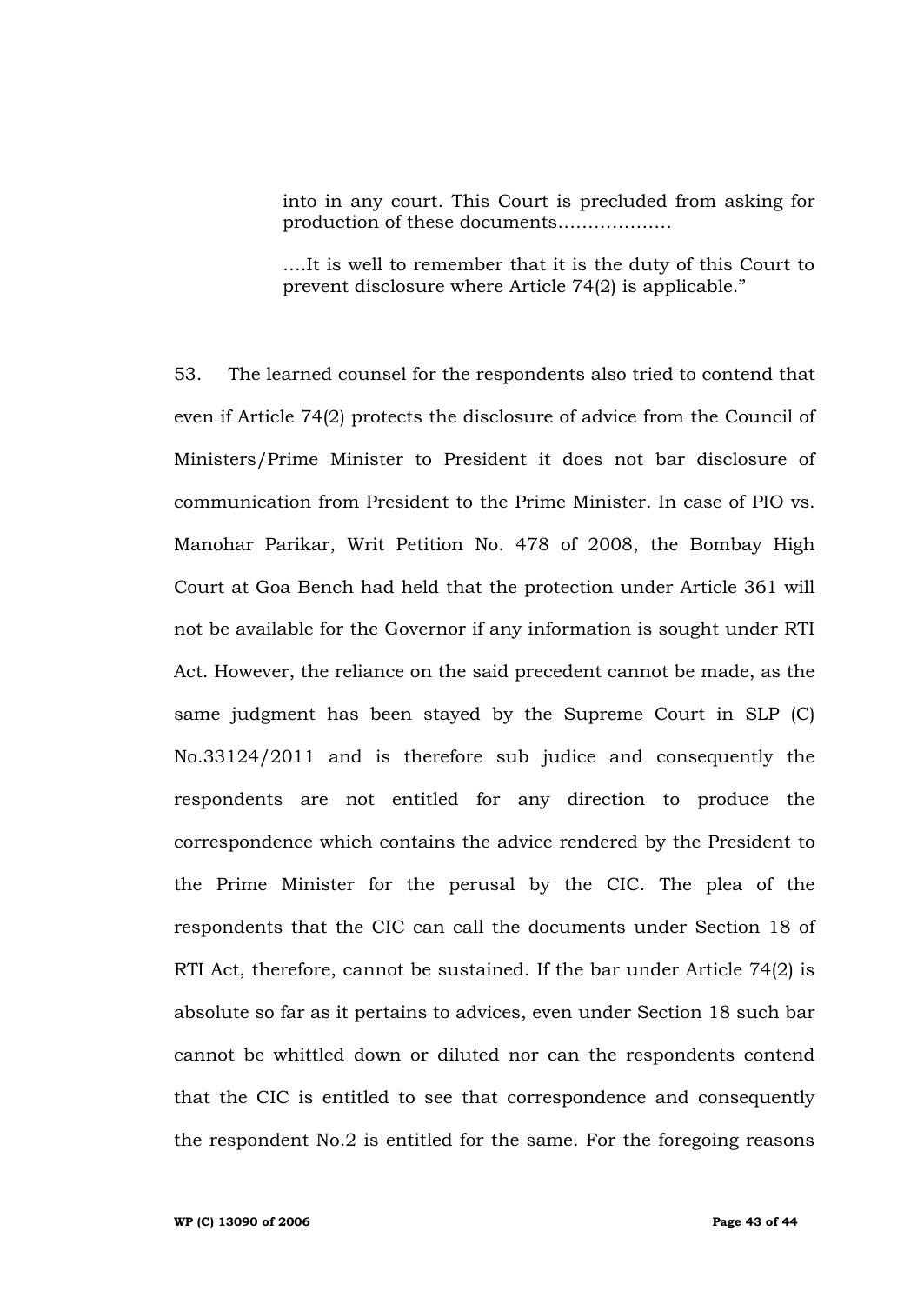> into in any court. This Court is precluded from asking for production of these documents……………….
>
> ….It is well to remember that it is the duty of this Court to prevent disclosure where Article 74(2) is applicable."

53. The learned counsel for the respondents also tried to contend that even if Article 74(2) protects the disclosure of advice from the Council of Ministers/Prime Minister to President it does not bar disclosure of communication from President to the Prime Minister. In case of PIO vs. Manohar Parikar, Writ Petition No. 478 of 2008, the Bombay High Court at Goa Bench had held that the protection under Article 361 will not be available for the Governor if any information is sought under RTI Act. However, the reliance on the said precedent cannot be made, as the same judgment has been stayed by the Supreme Court in SLP (C) No.33124/2011 and is therefore sub judice and consequently the respondents are not entitled for any direction to produce the correspondence which contains the advice rendered by the President to the Prime Minister for the perusal by the CIC. The plea of the respondents that the CIC can call the documents under Section 18 of RTI Act, therefore, cannot be sustained. If the bar under Article 74(2) is absolute so far as it pertains to advices, even under Section 18 such bar cannot be whittled down or diluted nor can the respondents contend that the CIC is entitled to see that correspondence and consequently the respondent No.2 is entitled for the same. For the foregoing reasons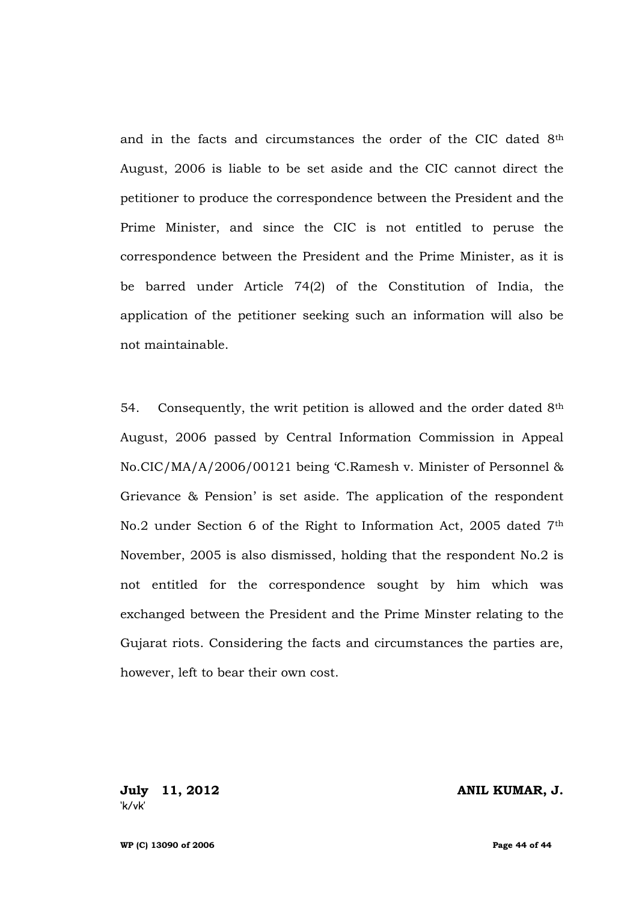and in the facts and circumstances the order of the CIC dated 8th August, 2006 is liable to be set aside and the CIC cannot direct the petitioner to produce the correspondence between the President and the Prime Minister, and since the CIC is not entitled to peruse the correspondence between the President and the Prime Minister, as it is be barred under Article 74(2) of the Constitution of India, the application of the petitioner seeking such an information will also be not maintainable.

54. Consequently, the writ petition is allowed and the order dated 8th August, 2006 passed by Central Information Commission in Appeal No.CIC/MA/A/2006/00121 being 'C.Ramesh v. Minister of Personnel & Grievance & Pension' is set aside. The application of the respondent No.2 under Section 6 of the Right to Information Act, 2005 dated 7th November, 2005 is also dismissed, holding that the respondent No.2 is not entitled for the correspondence sought by him which was exchanged between the President and the Prime Minster relating to the Gujarat riots. Considering the facts and circumstances the parties are, however, left to bear their own cost.

**July 11, 2012** **ANIL KUMAR, J.**

'k/vk'